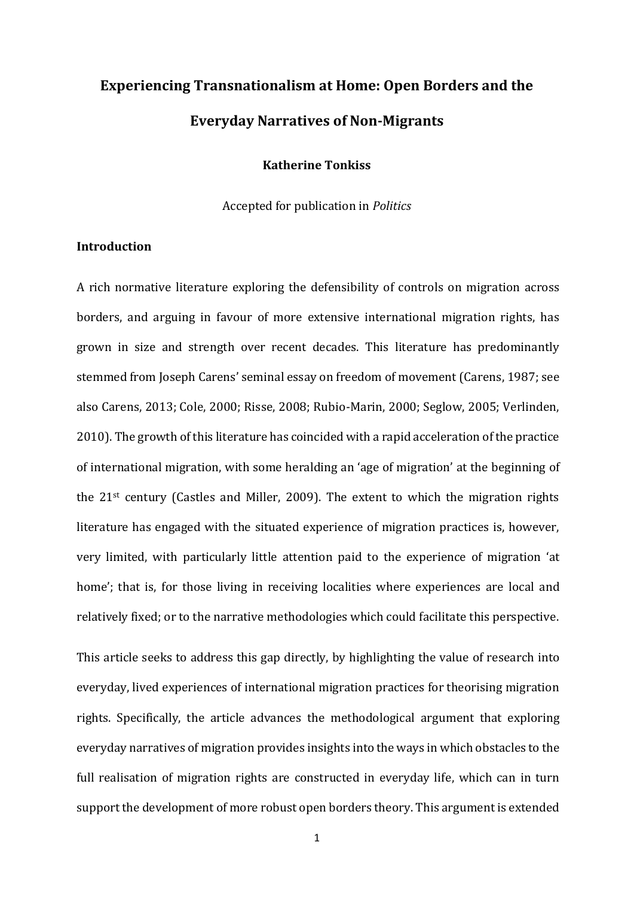# Experiencing Transnationalism at Home: Open Borders and the Everyday Narratives of Non-Migrants

**Katherine Tonkiss**

Accepted for publication in *Politics*

## Introduction

A rich normative literature exploring the defensibility of controls on migration across borders, and arguing in favour of more extensive international migration rights, has grown in size and strength over recent decades. This literature has predominantly stemmed from Joseph Carens' seminal essay on freedom of movement (Carens, 1987; see also Carens, 2013; Cole, 2000; Risse, 2008; Rubio-Marin, 2000; Seglow, 2005; Verlinden, 2010). The growth of this literature has coincided with a rapid acceleration of the practice of international migration, with some heralding an 'age of migration' at the beginning of the 21st century (Castles and Miller, 2009). The extent to which the migration rights literature has engaged with the situated experience of migration practices is, however, very limited, with particularly little attention paid to the experience of migration 'at home'; that is, for those living in receiving localities where experiences are local and relatively fixed; or to the narrative methodologies which could facilitate this perspective.

This article seeks to address this gap directly, by highlighting the value of research into everyday, lived experiences of international migration practices for theorising migration rights. Specifically, the article advances the methodological argument that exploring everyday narratives of migration provides insights into the ways in which obstacles to the full realisation of migration rights are constructed in everyday life, which can in turn support the development of more robust open borders theory. This argument is extended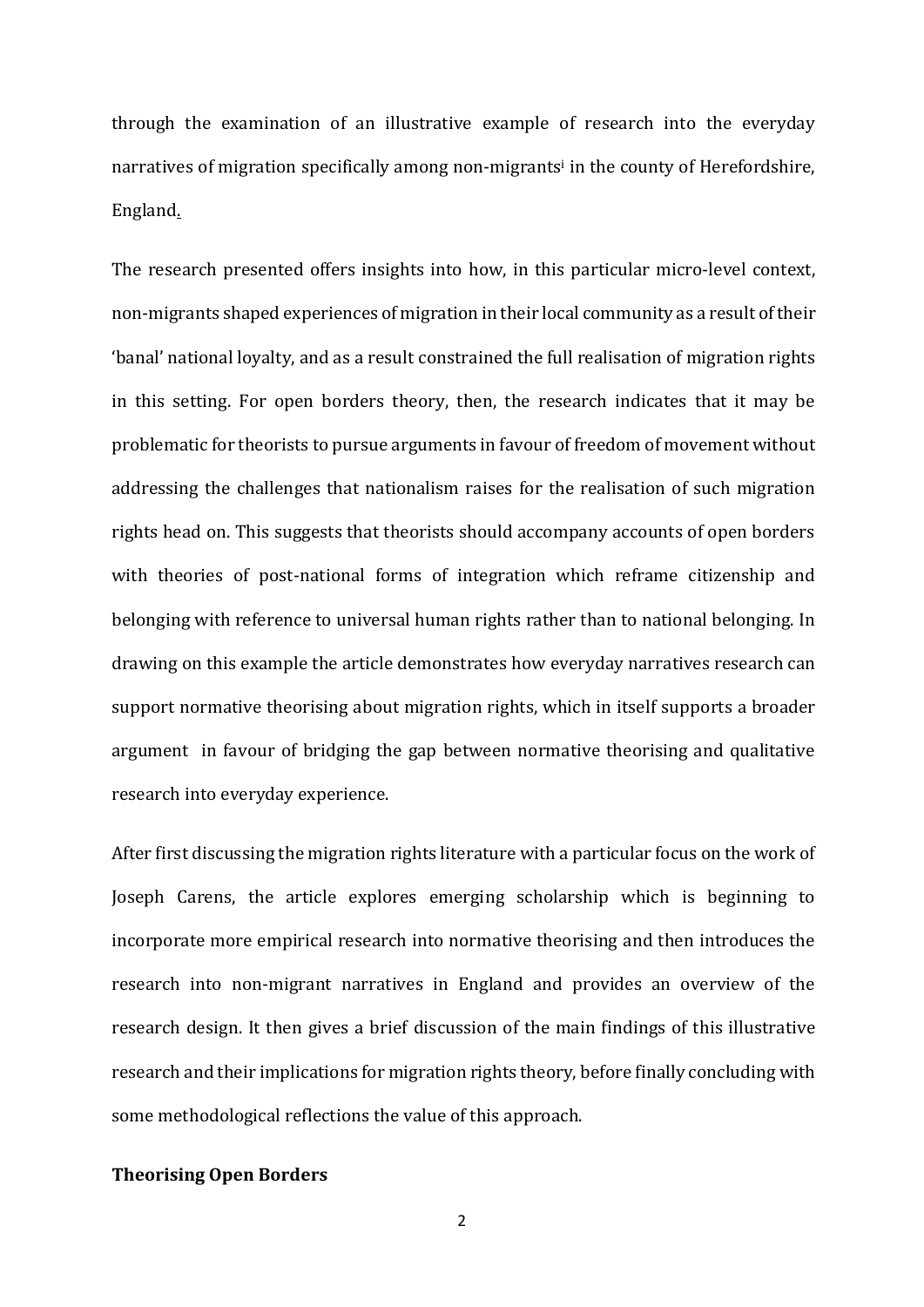through the examination of an illustrative example of research into the everyday narratives of migration specifically among non-migrants[i] in the county of Herefordshire, England.

The research presented offers insights into how, in this particular micro-level context, non-migrants shaped experiences of migration in their local community as a result of their 'banal' national loyalty, and as a result constrained the full realisation of migration rights in this setting. For open borders theory, then, the research indicates that it may be problematic for theorists to pursue arguments in favour of freedom of movement without addressing the challenges that nationalism raises for the realisation of such migration rights head on. This suggests that theorists should accompany accounts of open borders with theories of post-national forms of integration which reframe citizenship and belonging with reference to universal human rights rather than to national belonging. In drawing on this example the article demonstrates how everyday narratives research can support normative theorising about migration rights, which in itself supports a broader argument in favour of bridging the gap between normative theorising and qualitative research into everyday experience.

After first discussing the migration rights literature with a particular focus on the work of Joseph Carens, the article explores emerging scholarship which is beginning to incorporate more empirical research into normative theorising and then introduces the research into non-migrant narratives in England and provides an overview of the research design. It then gives a brief discussion of the main findings of this illustrative research and their implications for migration rights theory, before finally concluding with some methodological reflections the value of this approach.

**Theorising Open Borders**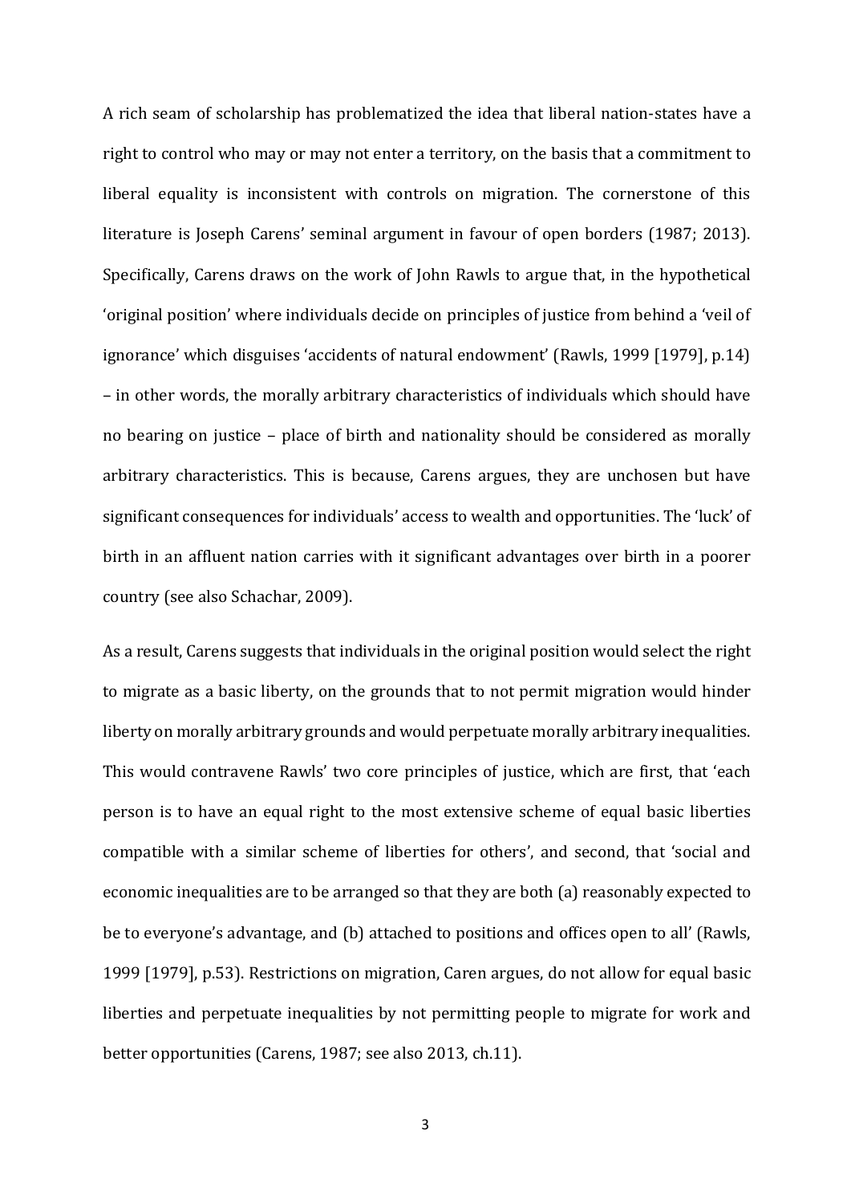A rich seam of scholarship has problematized the idea that liberal nation-states have a right to control who may or may not enter a territory, on the basis that a commitment to liberal equality is inconsistent with controls on migration. The cornerstone of this literature is Joseph Carens' seminal argument in favour of open borders (1987; 2013). Specifically, Carens draws on the work of John Rawls to argue that, in the hypothetical 'original position' where individuals decide on principles of justice from behind a 'veil of ignorance' which disguises 'accidents of natural endowment' (Rawls, 1999 [1979], p.14) – in other words, the morally arbitrary characteristics of individuals which should have no bearing on justice – place of birth and nationality should be considered as morally arbitrary characteristics. This is because, Carens argues, they are unchosen but have significant consequences for individuals' access to wealth and opportunities. The 'luck' of birth in an affluent nation carries with it significant advantages over birth in a poorer country (see also Schachar, 2009).

As a result, Carens suggests that individuals in the original position would select the right to migrate as a basic liberty, on the grounds that to not permit migration would hinder liberty on morally arbitrary grounds and would perpetuate morally arbitrary inequalities. This would contravene Rawls' two core principles of justice, which are first, that 'each person is to have an equal right to the most extensive scheme of equal basic liberties compatible with a similar scheme of liberties for others', and second, that 'social and economic inequalities are to be arranged so that they are both (a) reasonably expected to be to everyone's advantage, and (b) attached to positions and offices open to all' (Rawls, 1999 [1979], p.53). Restrictions on migration, Caren argues, do not allow for equal basic liberties and perpetuate inequalities by not permitting people to migrate for work and better opportunities (Carens, 1987; see also 2013, ch.11).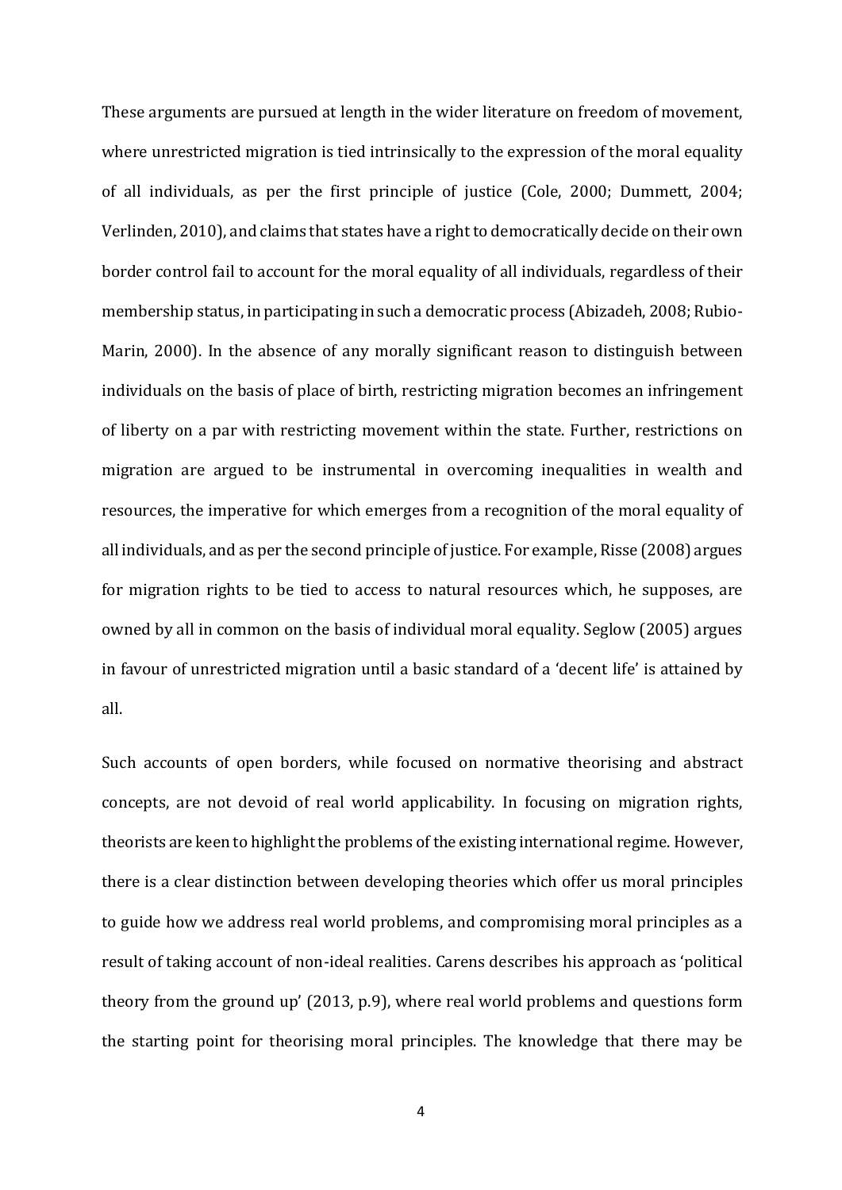These arguments are pursued at length in the wider literature on freedom of movement, where unrestricted migration is tied intrinsically to the expression of the moral equality of all individuals, as per the first principle of justice (Cole, 2000; Dummett, 2004; Verlinden, 2010), and claims that states have a right to democratically decide on their own border control fail to account for the moral equality of all individuals, regardless of their membership status, in participating in such a democratic process (Abizadeh, 2008; Rubio-Marin, 2000). In the absence of any morally significant reason to distinguish between individuals on the basis of place of birth, restricting migration becomes an infringement of liberty on a par with restricting movement within the state. Further, restrictions on migration are argued to be instrumental in overcoming inequalities in wealth and resources, the imperative for which emerges from a recognition of the moral equality of all individuals, and as per the second principle of justice. For example, Risse (2008) argues for migration rights to be tied to access to natural resources which, he supposes, are owned by all in common on the basis of individual moral equality. Seglow (2005) argues in favour of unrestricted migration until a basic standard of a 'decent life' is attained by all.

Such accounts of open borders, while focused on normative theorising and abstract concepts, are not devoid of real world applicability. In focusing on migration rights, theorists are keen to highlight the problems of the existing international regime. However, there is a clear distinction between developing theories which offer us moral principles to guide how we address real world problems, and compromising moral principles as a result of taking account of non-ideal realities. Carens describes his approach as 'political theory from the ground up' (2013, p.9), where real world problems and questions form the starting point for theorising moral principles. The knowledge that there may be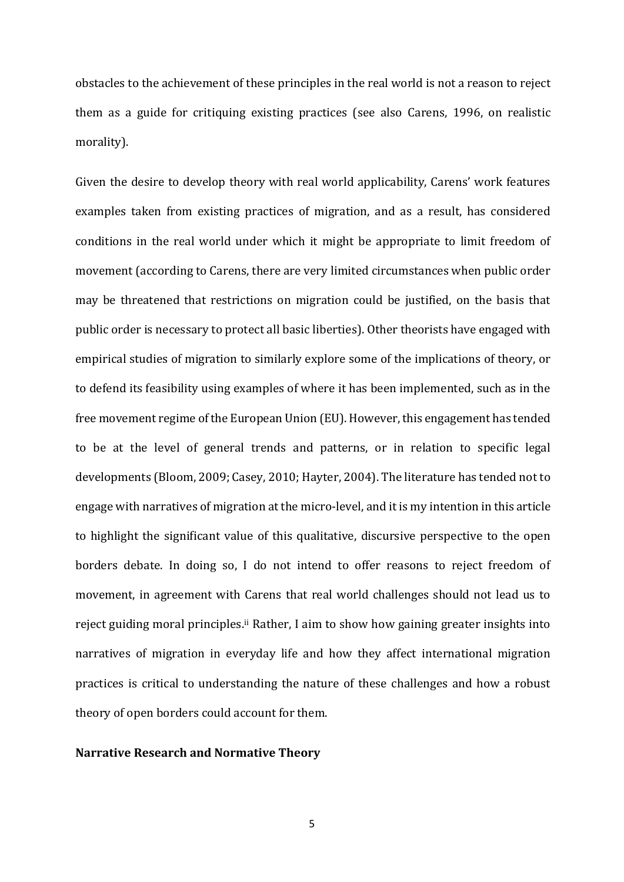obstacles to the achievement of these principles in the real world is not a reason to reject them as a guide for critiquing existing practices (see also Carens, 1996, on realistic morality).

Given the desire to develop theory with real world applicability, Carens' work features examples taken from existing practices of migration, and as a result, has considered conditions in the real world under which it might be appropriate to limit freedom of movement (according to Carens, there are very limited circumstances when public order may be threatened that restrictions on migration could be justified, on the basis that public order is necessary to protect all basic liberties). Other theorists have engaged with empirical studies of migration to similarly explore some of the implications of theory, or to defend its feasibility using examples of where it has been implemented, such as in the free movement regime of the European Union (EU). However, this engagement has tended to be at the level of general trends and patterns, or in relation to specific legal developments (Bloom, 2009; Casey, 2010; Hayter, 2004). The literature has tended not to engage with narratives of migration at the micro-level, and it is my intention in this article to highlight the significant value of this qualitative, discursive perspective to the open borders debate. In doing so, I do not intend to offer reasons to reject freedom of movement, in agreement with Carens that real world challenges should not lead us to reject guiding moral principles.[ii] Rather, I aim to show how gaining greater insights into narratives of migration in everyday life and how they affect international migration practices is critical to understanding the nature of these challenges and how a robust theory of open borders could account for them.

## Narrative Research and Normative Theory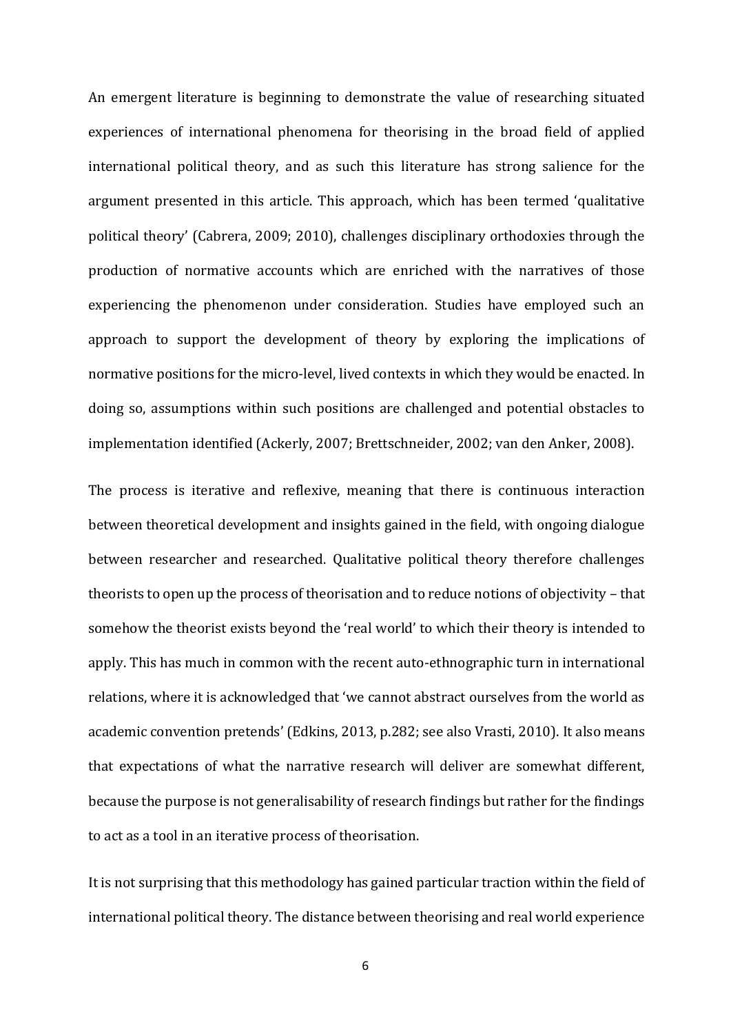An emergent literature is beginning to demonstrate the value of researching situated experiences of international phenomena for theorising in the broad field of applied international political theory, and as such this literature has strong salience for the argument presented in this article. This approach, which has been termed 'qualitative political theory' (Cabrera, 2009; 2010), challenges disciplinary orthodoxies through the production of normative accounts which are enriched with the narratives of those experiencing the phenomenon under consideration. Studies have employed such an approach to support the development of theory by exploring the implications of normative positions for the micro-level, lived contexts in which they would be enacted. In doing so, assumptions within such positions are challenged and potential obstacles to implementation identified (Ackerly, 2007; Brettschneider, 2002; van den Anker, 2008).

The process is iterative and reflexive, meaning that there is continuous interaction between theoretical development and insights gained in the field, with ongoing dialogue between researcher and researched. Qualitative political theory therefore challenges theorists to open up the process of theorisation and to reduce notions of objectivity – that somehow the theorist exists beyond the 'real world' to which their theory is intended to apply. This has much in common with the recent auto-ethnographic turn in international relations, where it is acknowledged that 'we cannot abstract ourselves from the world as academic convention pretends' (Edkins, 2013, p.282; see also Vrasti, 2010). It also means that expectations of what the narrative research will deliver are somewhat different, because the purpose is not generalisability of research findings but rather for the findings to act as a tool in an iterative process of theorisation.

It is not surprising that this methodology has gained particular traction within the field of international political theory. The distance between theorising and real world experience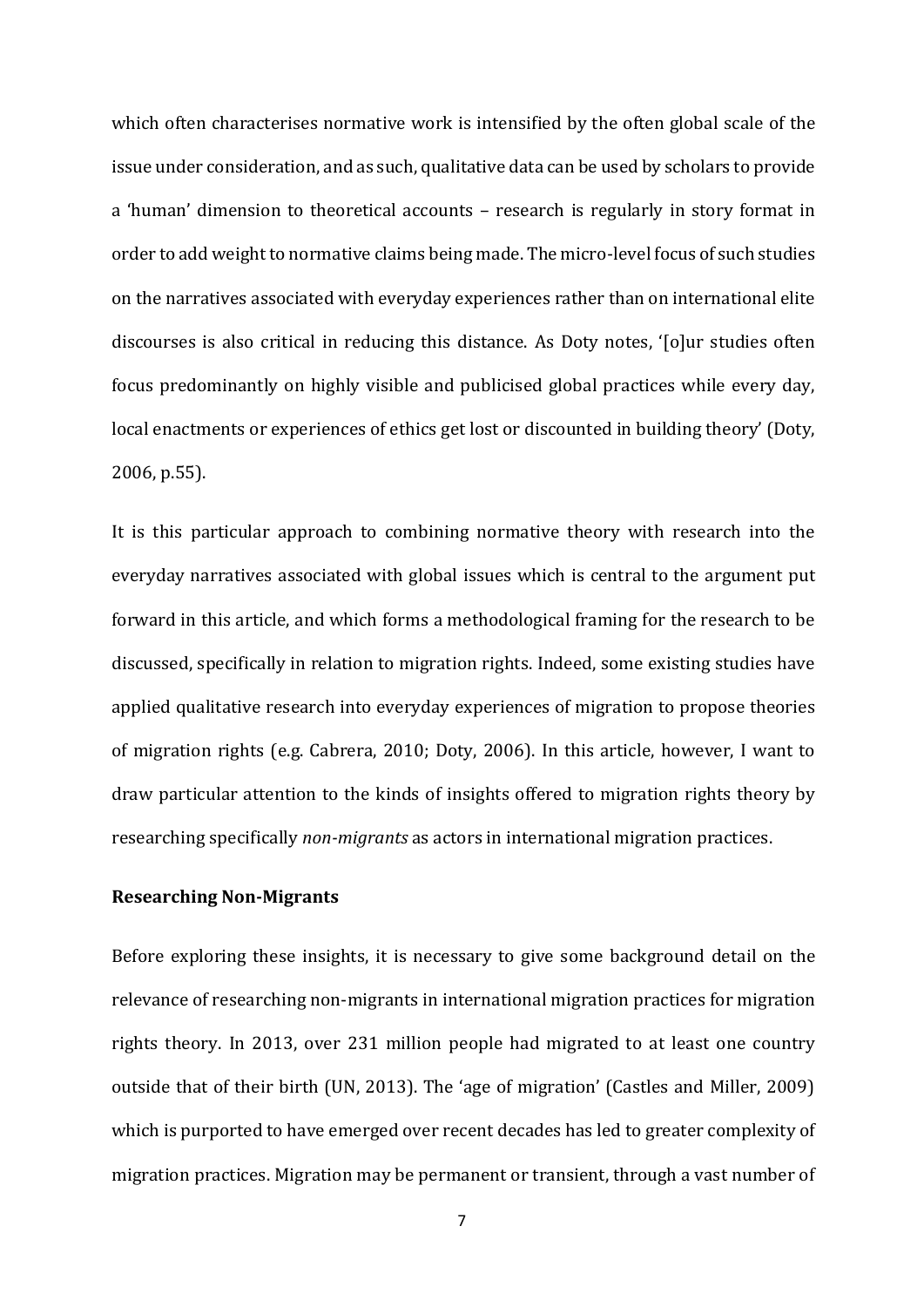which often characterises normative work is intensified by the often global scale of the issue under consideration, and as such, qualitative data can be used by scholars to provide a 'human' dimension to theoretical accounts – research is regularly in story format in order to add weight to normative claims being made. The micro-level focus of such studies on the narratives associated with everyday experiences rather than on international elite discourses is also critical in reducing this distance. As Doty notes, '[o]ur studies often focus predominantly on highly visible and publicised global practices while every day, local enactments or experiences of ethics get lost or discounted in building theory' (Doty, 2006, p.55).

It is this particular approach to combining normative theory with research into the everyday narratives associated with global issues which is central to the argument put forward in this article, and which forms a methodological framing for the research to be discussed, specifically in relation to migration rights. Indeed, some existing studies have applied qualitative research into everyday experiences of migration to propose theories of migration rights (e.g. Cabrera, 2010; Doty, 2006). In this article, however, I want to draw particular attention to the kinds of insights offered to migration rights theory by researching specifically *non-migrants* as actors in international migration practices.

**Researching Non-Migrants**

Before exploring these insights, it is necessary to give some background detail on the relevance of researching non-migrants in international migration practices for migration rights theory. In 2013, over 231 million people had migrated to at least one country outside that of their birth (UN, 2013). The 'age of migration' (Castles and Miller, 2009) which is purported to have emerged over recent decades has led to greater complexity of migration practices. Migration may be permanent or transient, through a vast number of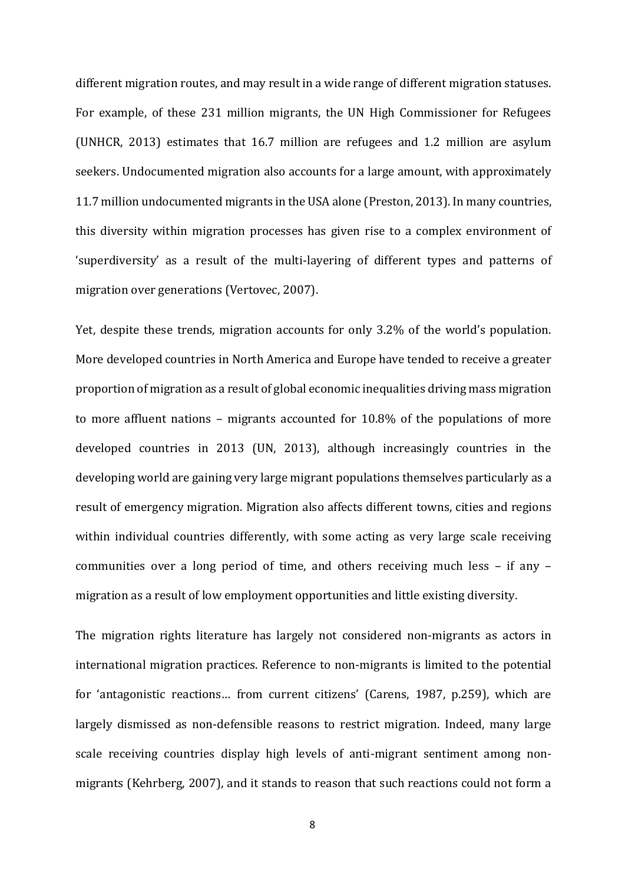different migration routes, and may result in a wide range of different migration statuses. For example, of these 231 million migrants, the UN High Commissioner for Refugees (UNHCR, 2013) estimates that 16.7 million are refugees and 1.2 million are asylum seekers. Undocumented migration also accounts for a large amount, with approximately 11.7 million undocumented migrants in the USA alone (Preston, 2013). In many countries, this diversity within migration processes has given rise to a complex environment of 'superdiversity' as a result of the multi-layering of different types and patterns of migration over generations (Vertovec, 2007).

Yet, despite these trends, migration accounts for only 3.2% of the world's population. More developed countries in North America and Europe have tended to receive a greater proportion of migration as a result of global economic inequalities driving mass migration to more affluent nations – migrants accounted for 10.8% of the populations of more developed countries in 2013 (UN, 2013), although increasingly countries in the developing world are gaining very large migrant populations themselves particularly as a result of emergency migration. Migration also affects different towns, cities and regions within individual countries differently, with some acting as very large scale receiving communities over a long period of time, and others receiving much less – if any – migration as a result of low employment opportunities and little existing diversity.

The migration rights literature has largely not considered non-migrants as actors in international migration practices. Reference to non-migrants is limited to the potential for 'antagonistic reactions… from current citizens' (Carens, 1987, p.259), which are largely dismissed as non-defensible reasons to restrict migration. Indeed, many large scale receiving countries display high levels of anti-migrant sentiment among non-migrants (Kehrberg, 2007), and it stands to reason that such reactions could not form a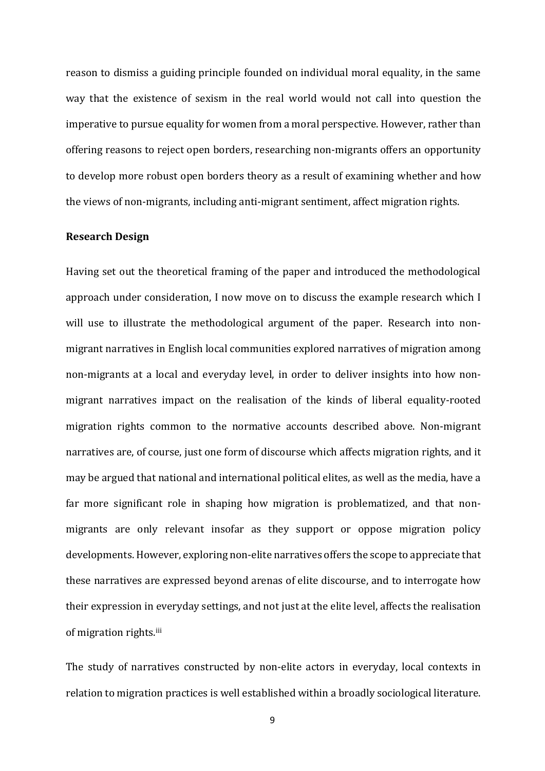reason to dismiss a guiding principle founded on individual moral equality, in the same way that the existence of sexism in the real world would not call into question the imperative to pursue equality for women from a moral perspective. However, rather than offering reasons to reject open borders, researching non-migrants offers an opportunity to develop more robust open borders theory as a result of examining whether and how the views of non-migrants, including anti-migrant sentiment, affect migration rights.

## Research Design

Having set out the theoretical framing of the paper and introduced the methodological approach under consideration, I now move on to discuss the example research which I will use to illustrate the methodological argument of the paper. Research into non-migrant narratives in English local communities explored narratives of migration among non-migrants at a local and everyday level, in order to deliver insights into how non-migrant narratives impact on the realisation of the kinds of liberal equality-rooted migration rights common to the normative accounts described above. Non-migrant narratives are, of course, just one form of discourse which affects migration rights, and it may be argued that national and international political elites, as well as the media, have a far more significant role in shaping how migration is problematized, and that non-migrants are only relevant insofar as they support or oppose migration policy developments. However, exploring non-elite narratives offers the scope to appreciate that these narratives are expressed beyond arenas of elite discourse, and to interrogate how their expression in everyday settings, and not just at the elite level, affects the realisation of migration rights.[iii]

The study of narratives constructed by non-elite actors in everyday, local contexts in relation to migration practices is well established within a broadly sociological literature.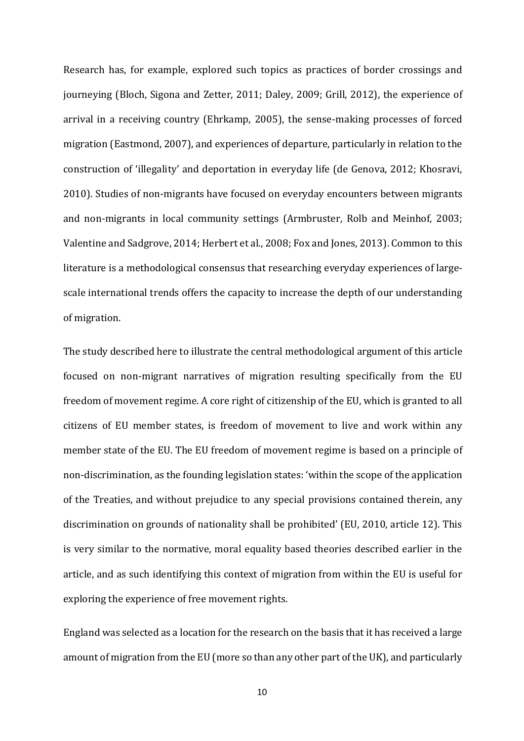Research has, for example, explored such topics as practices of border crossings and journeying (Bloch, Sigona and Zetter, 2011; Daley, 2009; Grill, 2012), the experience of arrival in a receiving country (Ehrkamp, 2005), the sense-making processes of forced migration (Eastmond, 2007), and experiences of departure, particularly in relation to the construction of 'illegality' and deportation in everyday life (de Genova, 2012; Khosravi, 2010). Studies of non-migrants have focused on everyday encounters between migrants and non-migrants in local community settings (Armbruster, Rolb and Meinhof, 2003; Valentine and Sadgrove, 2014; Herbert et al., 2008; Fox and Jones, 2013). Common to this literature is a methodological consensus that researching everyday experiences of large-scale international trends offers the capacity to increase the depth of our understanding of migration.

The study described here to illustrate the central methodological argument of this article focused on non-migrant narratives of migration resulting specifically from the EU freedom of movement regime. A core right of citizenship of the EU, which is granted to all citizens of EU member states, is freedom of movement to live and work within any member state of the EU. The EU freedom of movement regime is based on a principle of non-discrimination, as the founding legislation states: 'within the scope of the application of the Treaties, and without prejudice to any special provisions contained therein, any discrimination on grounds of nationality shall be prohibited' (EU, 2010, article 12). This is very similar to the normative, moral equality based theories described earlier in the article, and as such identifying this context of migration from within the EU is useful for exploring the experience of free movement rights.

England was selected as a location for the research on the basis that it has received a large amount of migration from the EU (more so than any other part of the UK), and particularly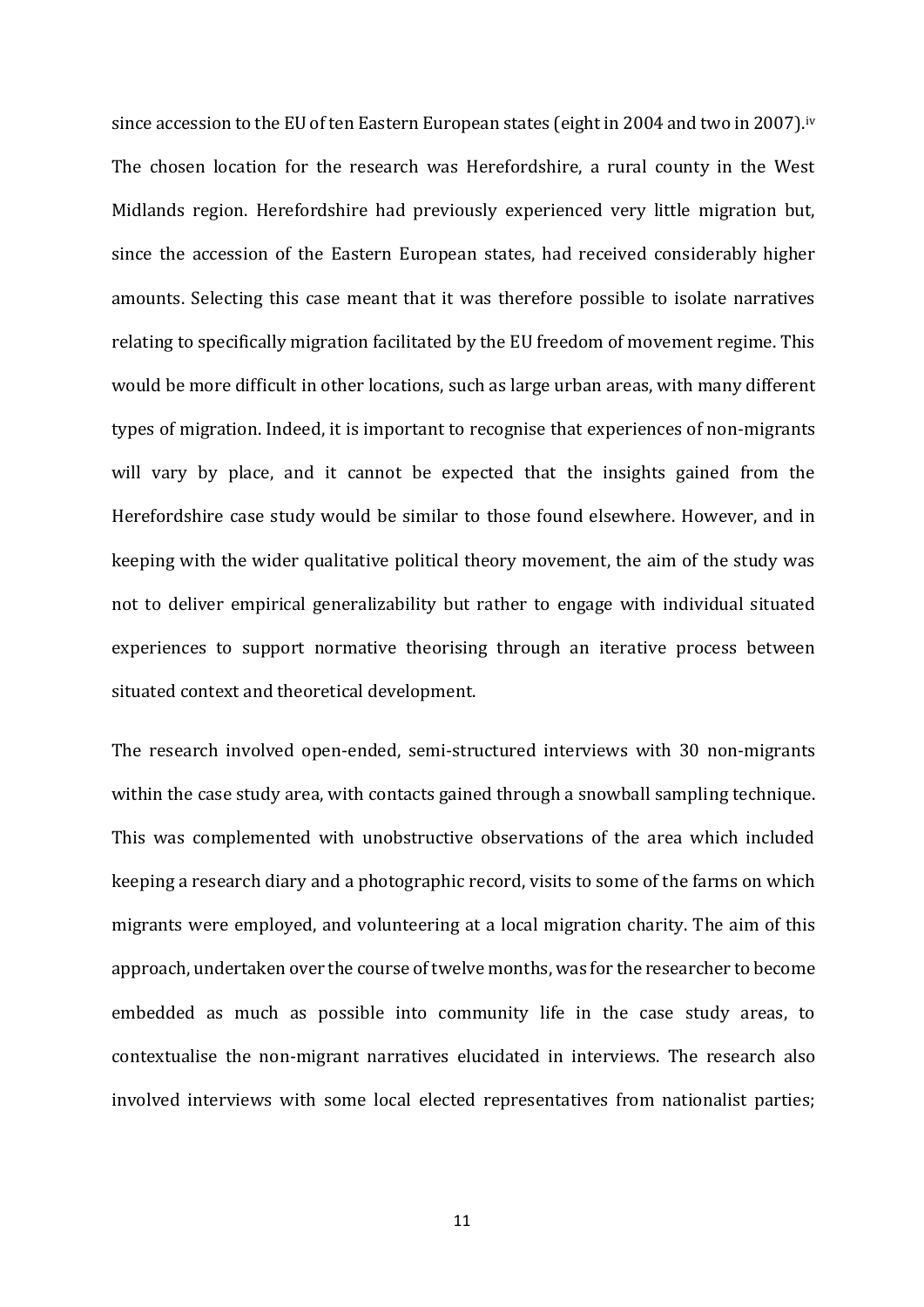since accession to the EU of ten Eastern European states (eight in 2004 and two in 2007).[iv] The chosen location for the research was Herefordshire, a rural county in the West Midlands region. Herefordshire had previously experienced very little migration but, since the accession of the Eastern European states, had received considerably higher amounts. Selecting this case meant that it was therefore possible to isolate narratives relating to specifically migration facilitated by the EU freedom of movement regime. This would be more difficult in other locations, such as large urban areas, with many different types of migration. Indeed, it is important to recognise that experiences of non-migrants will vary by place, and it cannot be expected that the insights gained from the Herefordshire case study would be similar to those found elsewhere. However, and in keeping with the wider qualitative political theory movement, the aim of the study was not to deliver empirical generalizability but rather to engage with individual situated experiences to support normative theorising through an iterative process between situated context and theoretical development.

The research involved open-ended, semi-structured interviews with 30 non-migrants within the case study area, with contacts gained through a snowball sampling technique. This was complemented with unobstructive observations of the area which included keeping a research diary and a photographic record, visits to some of the farms on which migrants were employed, and volunteering at a local migration charity. The aim of this approach, undertaken over the course of twelve months, was for the researcher to become embedded as much as possible into community life in the case study areas, to contextualise the non-migrant narratives elucidated in interviews. The research also involved interviews with some local elected representatives from nationalist parties;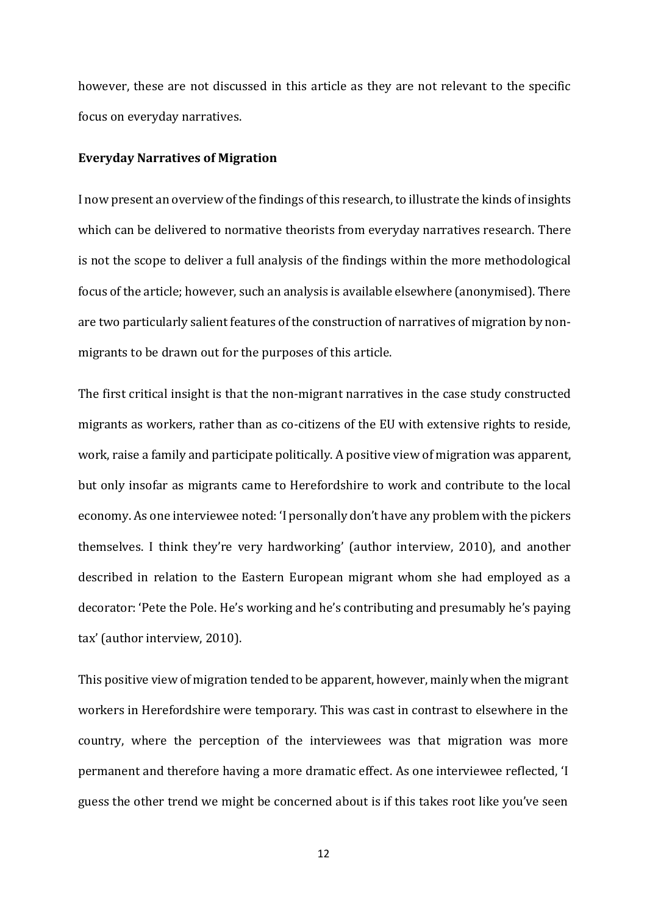however, these are not discussed in this article as they are not relevant to the specific focus on everyday narratives.

**Everyday Narratives of Migration**

I now present an overview of the findings of this research, to illustrate the kinds of insights which can be delivered to normative theorists from everyday narratives research. There is not the scope to deliver a full analysis of the findings within the more methodological focus of the article; however, such an analysis is available elsewhere (anonymised). There are two particularly salient features of the construction of narratives of migration by non-migrants to be drawn out for the purposes of this article.

The first critical insight is that the non-migrant narratives in the case study constructed migrants as workers, rather than as co-citizens of the EU with extensive rights to reside, work, raise a family and participate politically. A positive view of migration was apparent, but only insofar as migrants came to Herefordshire to work and contribute to the local economy. As one interviewee noted: 'I personally don't have any problem with the pickers themselves. I think they're very hardworking' (author interview, 2010), and another described in relation to the Eastern European migrant whom she had employed as a decorator: 'Pete the Pole. He's working and he's contributing and presumably he's paying tax' (author interview, 2010).

This positive view of migration tended to be apparent, however, mainly when the migrant workers in Herefordshire were temporary. This was cast in contrast to elsewhere in the country, where the perception of the interviewees was that migration was more permanent and therefore having a more dramatic effect. As one interviewee reflected, 'I guess the other trend we might be concerned about is if this takes root like you've seen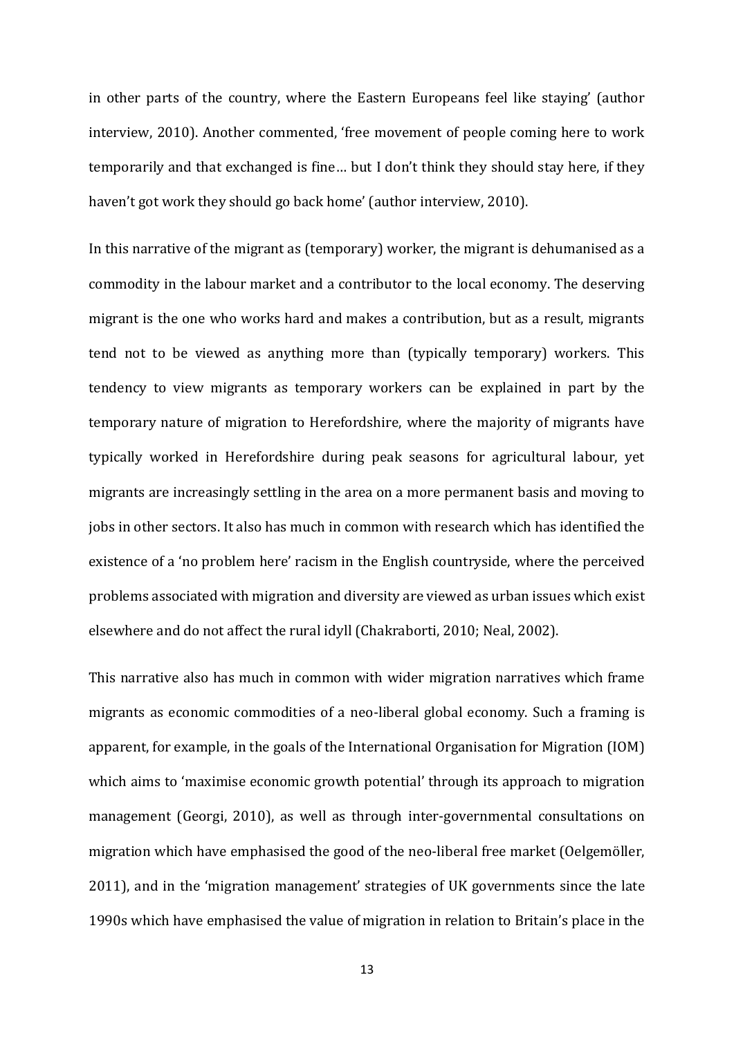in other parts of the country, where the Eastern Europeans feel like staying' (author interview, 2010). Another commented, 'free movement of people coming here to work temporarily and that exchanged is fine… but I don't think they should stay here, if they haven't got work they should go back home' (author interview, 2010).

In this narrative of the migrant as (temporary) worker, the migrant is dehumanised as a commodity in the labour market and a contributor to the local economy. The deserving migrant is the one who works hard and makes a contribution, but as a result, migrants tend not to be viewed as anything more than (typically temporary) workers. This tendency to view migrants as temporary workers can be explained in part by the temporary nature of migration to Herefordshire, where the majority of migrants have typically worked in Herefordshire during peak seasons for agricultural labour, yet migrants are increasingly settling in the area on a more permanent basis and moving to jobs in other sectors. It also has much in common with research which has identified the existence of a 'no problem here' racism in the English countryside, where the perceived problems associated with migration and diversity are viewed as urban issues which exist elsewhere and do not affect the rural idyll (Chakraborti, 2010; Neal, 2002).

This narrative also has much in common with wider migration narratives which frame migrants as economic commodities of a neo-liberal global economy. Such a framing is apparent, for example, in the goals of the International Organisation for Migration (IOM) which aims to 'maximise economic growth potential' through its approach to migration management (Georgi, 2010), as well as through inter-governmental consultations on migration which have emphasised the good of the neo-liberal free market (Oelgemöller, 2011), and in the 'migration management' strategies of UK governments since the late 1990s which have emphasised the value of migration in relation to Britain's place in the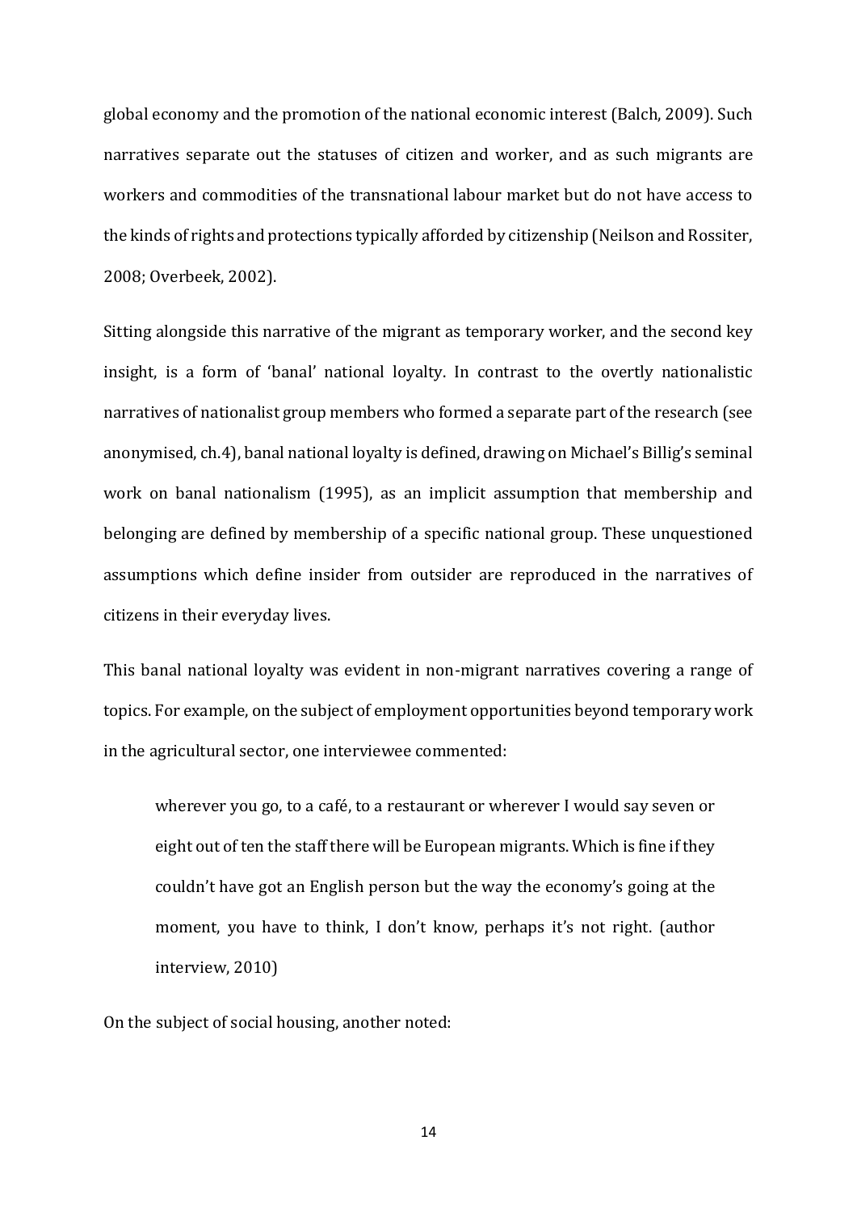global economy and the promotion of the national economic interest (Balch, 2009). Such narratives separate out the statuses of citizen and worker, and as such migrants are workers and commodities of the transnational labour market but do not have access to the kinds of rights and protections typically afforded by citizenship (Neilson and Rossiter, 2008; Overbeek, 2002).

Sitting alongside this narrative of the migrant as temporary worker, and the second key insight, is a form of 'banal' national loyalty. In contrast to the overtly nationalistic narratives of nationalist group members who formed a separate part of the research (see anonymised, ch.4), banal national loyalty is defined, drawing on Michael's Billig's seminal work on banal nationalism (1995), as an implicit assumption that membership and belonging are defined by membership of a specific national group. These unquestioned assumptions which define insider from outsider are reproduced in the narratives of citizens in their everyday lives.

This banal national loyalty was evident in non-migrant narratives covering a range of topics. For example, on the subject of employment opportunities beyond temporary work in the agricultural sector, one interviewee commented:

> wherever you go, to a café, to a restaurant or wherever I would say seven or eight out of ten the staff there will be European migrants. Which is fine if they couldn't have got an English person but the way the economy's going at the moment, you have to think, I don't know, perhaps it's not right. (author interview, 2010)

On the subject of social housing, another noted: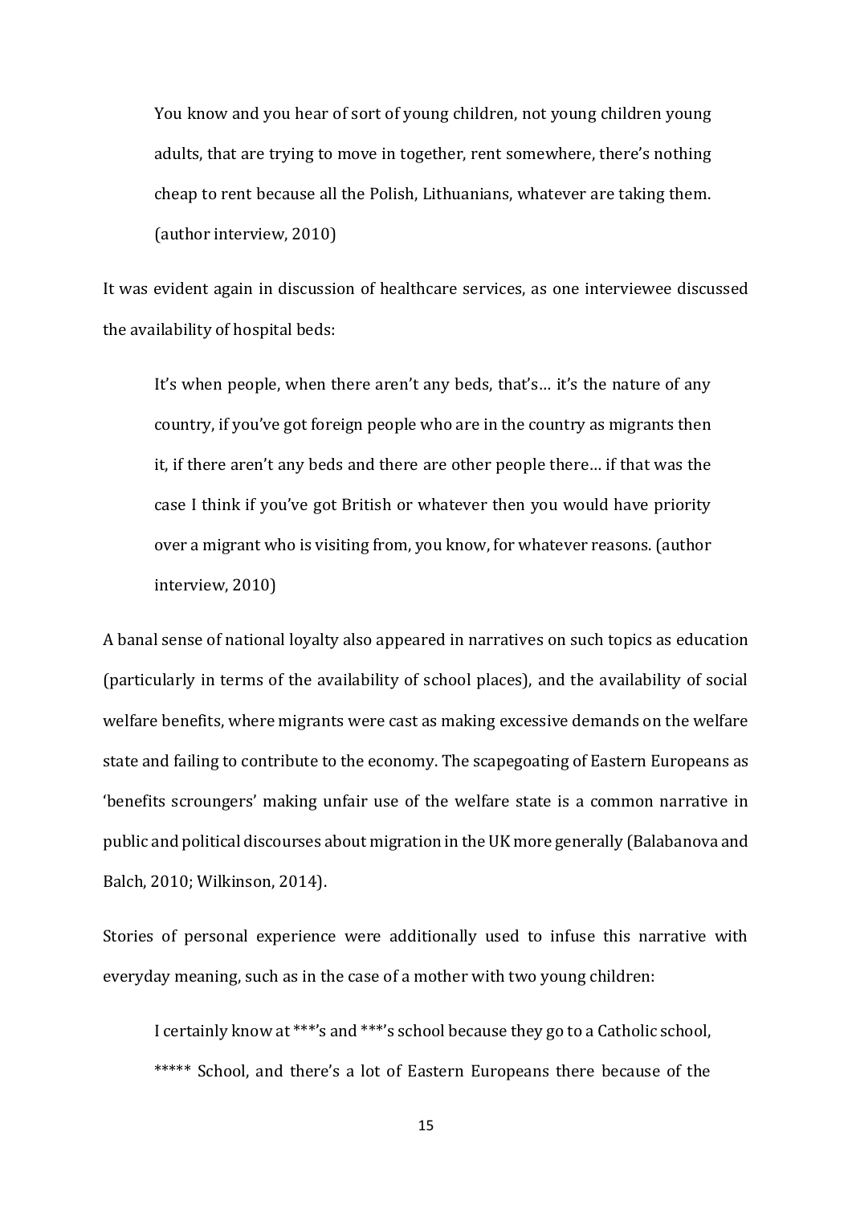> You know and you hear of sort of young children, not young children young adults, that are trying to move in together, rent somewhere, there's nothing cheap to rent because all the Polish, Lithuanians, whatever are taking them. (author interview, 2010)

It was evident again in discussion of healthcare services, as one interviewee discussed the availability of hospital beds:

> It's when people, when there aren't any beds, that's… it's the nature of any country, if you've got foreign people who are in the country as migrants then it, if there aren't any beds and there are other people there… if that was the case I think if you've got British or whatever then you would have priority over a migrant who is visiting from, you know, for whatever reasons. (author interview, 2010)

A banal sense of national loyalty also appeared in narratives on such topics as education (particularly in terms of the availability of school places), and the availability of social welfare benefits, where migrants were cast as making excessive demands on the welfare state and failing to contribute to the economy. The scapegoating of Eastern Europeans as 'benefits scroungers' making unfair use of the welfare state is a common narrative in public and political discourses about migration in the UK more generally (Balabanova and Balch, 2010; Wilkinson, 2014).

Stories of personal experience were additionally used to infuse this narrative with everyday meaning, such as in the case of a mother with two young children:

> I certainly know at ***'s and ***'s school because they go to a Catholic school, ***** School, and there's a lot of Eastern Europeans there because of the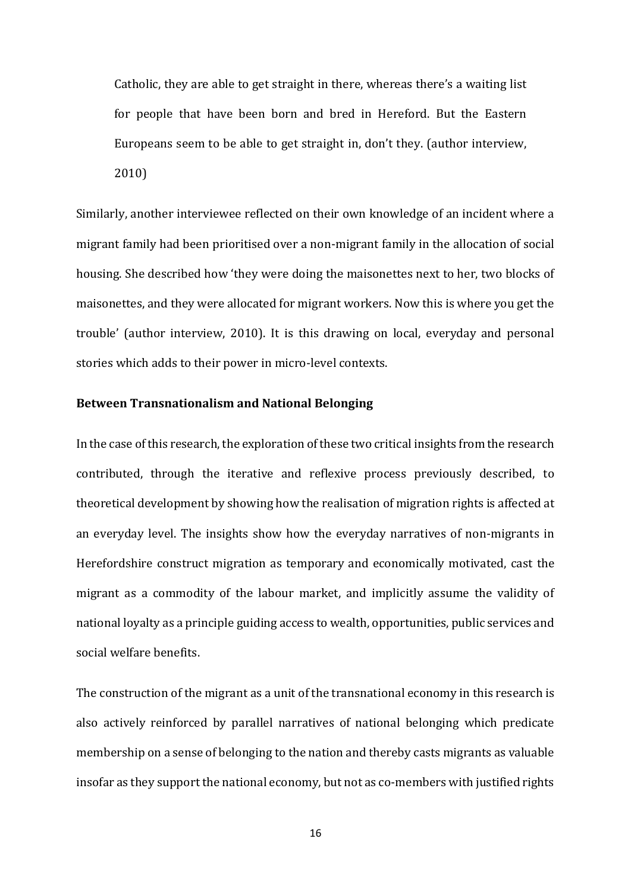> Catholic, they are able to get straight in there, whereas there's a waiting list for people that have been born and bred in Hereford. But the Eastern Europeans seem to be able to get straight in, don't they. (author interview, 2010)

Similarly, another interviewee reflected on their own knowledge of an incident where a migrant family had been prioritised over a non-migrant family in the allocation of social housing. She described how 'they were doing the maisonettes next to her, two blocks of maisonettes, and they were allocated for migrant workers. Now this is where you get the trouble' (author interview, 2010). It is this drawing on local, everyday and personal stories which adds to their power in micro-level contexts.

**Between Transnationalism and National Belonging**

In the case of this research, the exploration of these two critical insights from the research contributed, through the iterative and reflexive process previously described, to theoretical development by showing how the realisation of migration rights is affected at an everyday level. The insights show how the everyday narratives of non-migrants in Herefordshire construct migration as temporary and economically motivated, cast the migrant as a commodity of the labour market, and implicitly assume the validity of national loyalty as a principle guiding access to wealth, opportunities, public services and social welfare benefits.

The construction of the migrant as a unit of the transnational economy in this research is also actively reinforced by parallel narratives of national belonging which predicate membership on a sense of belonging to the nation and thereby casts migrants as valuable insofar as they support the national economy, but not as co-members with justified rights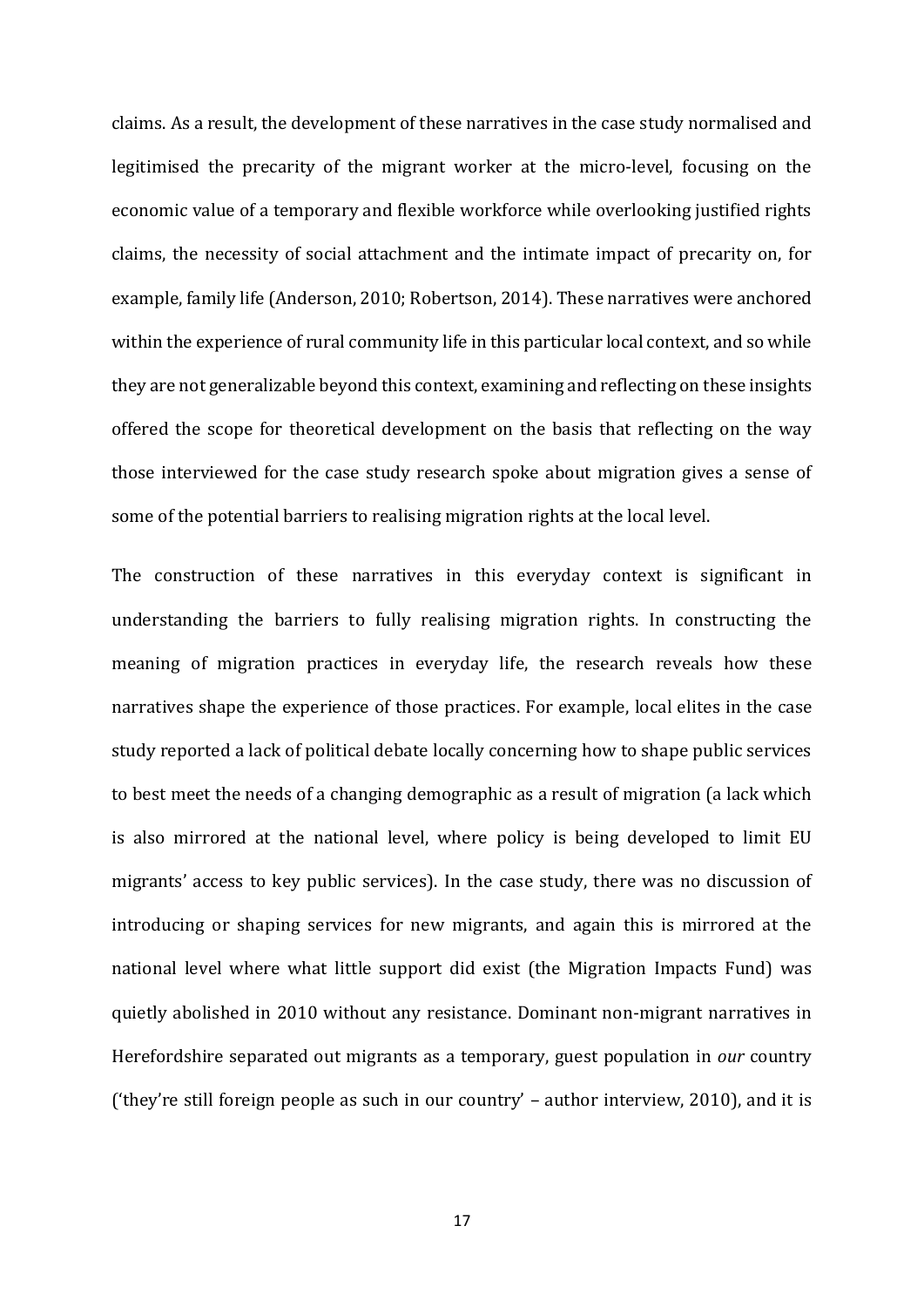claims. As a result, the development of these narratives in the case study normalised and legitimised the precarity of the migrant worker at the micro-level, focusing on the economic value of a temporary and flexible workforce while overlooking justified rights claims, the necessity of social attachment and the intimate impact of precarity on, for example, family life (Anderson, 2010; Robertson, 2014). These narratives were anchored within the experience of rural community life in this particular local context, and so while they are not generalizable beyond this context, examining and reflecting on these insights offered the scope for theoretical development on the basis that reflecting on the way those interviewed for the case study research spoke about migration gives a sense of some of the potential barriers to realising migration rights at the local level.

The construction of these narratives in this everyday context is significant in understanding the barriers to fully realising migration rights. In constructing the meaning of migration practices in everyday life, the research reveals how these narratives shape the experience of those practices. For example, local elites in the case study reported a lack of political debate locally concerning how to shape public services to best meet the needs of a changing demographic as a result of migration (a lack which is also mirrored at the national level, where policy is being developed to limit EU migrants' access to key public services). In the case study, there was no discussion of introducing or shaping services for new migrants, and again this is mirrored at the national level where what little support did exist (the Migration Impacts Fund) was quietly abolished in 2010 without any resistance. Dominant non-migrant narratives in Herefordshire separated out migrants as a temporary, guest population in *our* country ('they're still foreign people as such in our country' – author interview, 2010), and it is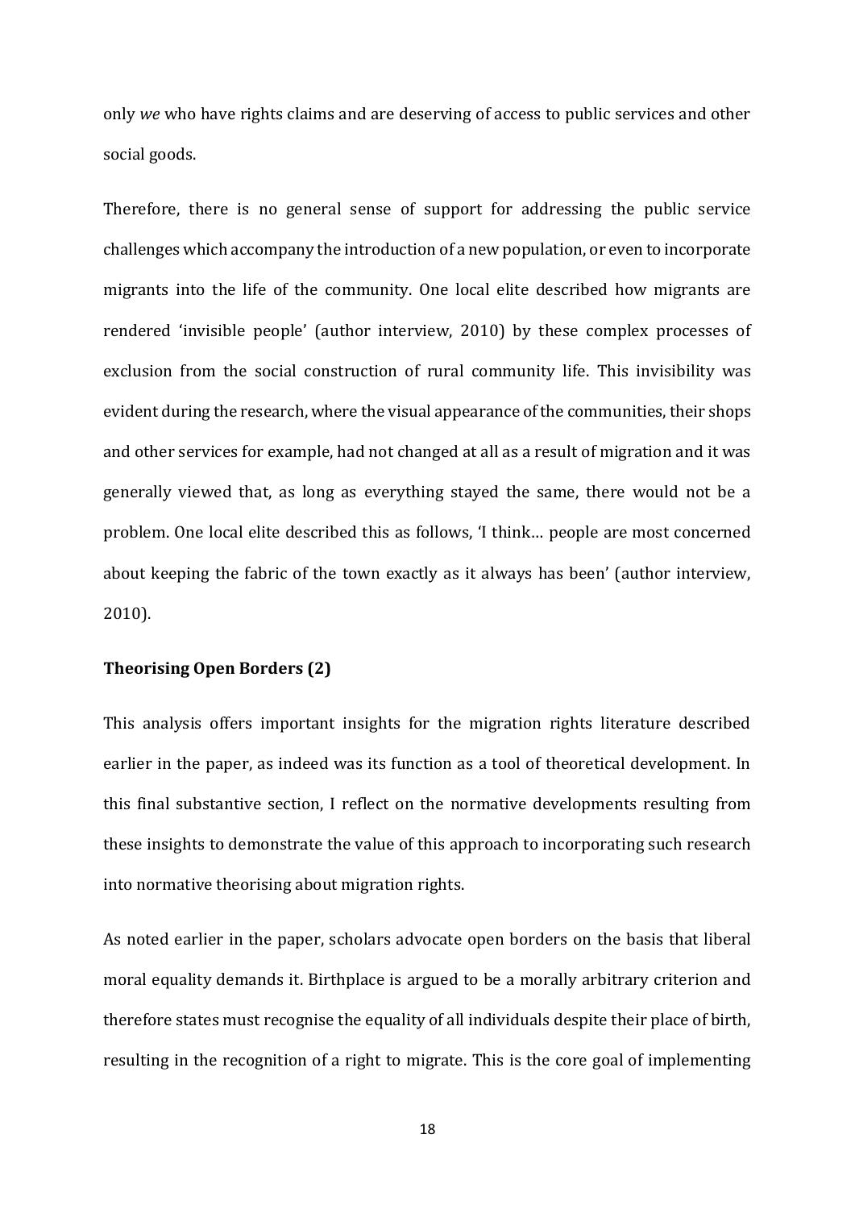only *we* who have rights claims and are deserving of access to public services and other social goods.

Therefore, there is no general sense of support for addressing the public service challenges which accompany the introduction of a new population, or even to incorporate migrants into the life of the community. One local elite described how migrants are rendered 'invisible people' (author interview, 2010) by these complex processes of exclusion from the social construction of rural community life. This invisibility was evident during the research, where the visual appearance of the communities, their shops and other services for example, had not changed at all as a result of migration and it was generally viewed that, as long as everything stayed the same, there would not be a problem. One local elite described this as follows, 'I think… people are most concerned about keeping the fabric of the town exactly as it always has been' (author interview, 2010).

**Theorising Open Borders (2)**

This analysis offers important insights for the migration rights literature described earlier in the paper, as indeed was its function as a tool of theoretical development. In this final substantive section, I reflect on the normative developments resulting from these insights to demonstrate the value of this approach to incorporating such research into normative theorising about migration rights.

As noted earlier in the paper, scholars advocate open borders on the basis that liberal moral equality demands it. Birthplace is argued to be a morally arbitrary criterion and therefore states must recognise the equality of all individuals despite their place of birth, resulting in the recognition of a right to migrate. This is the core goal of implementing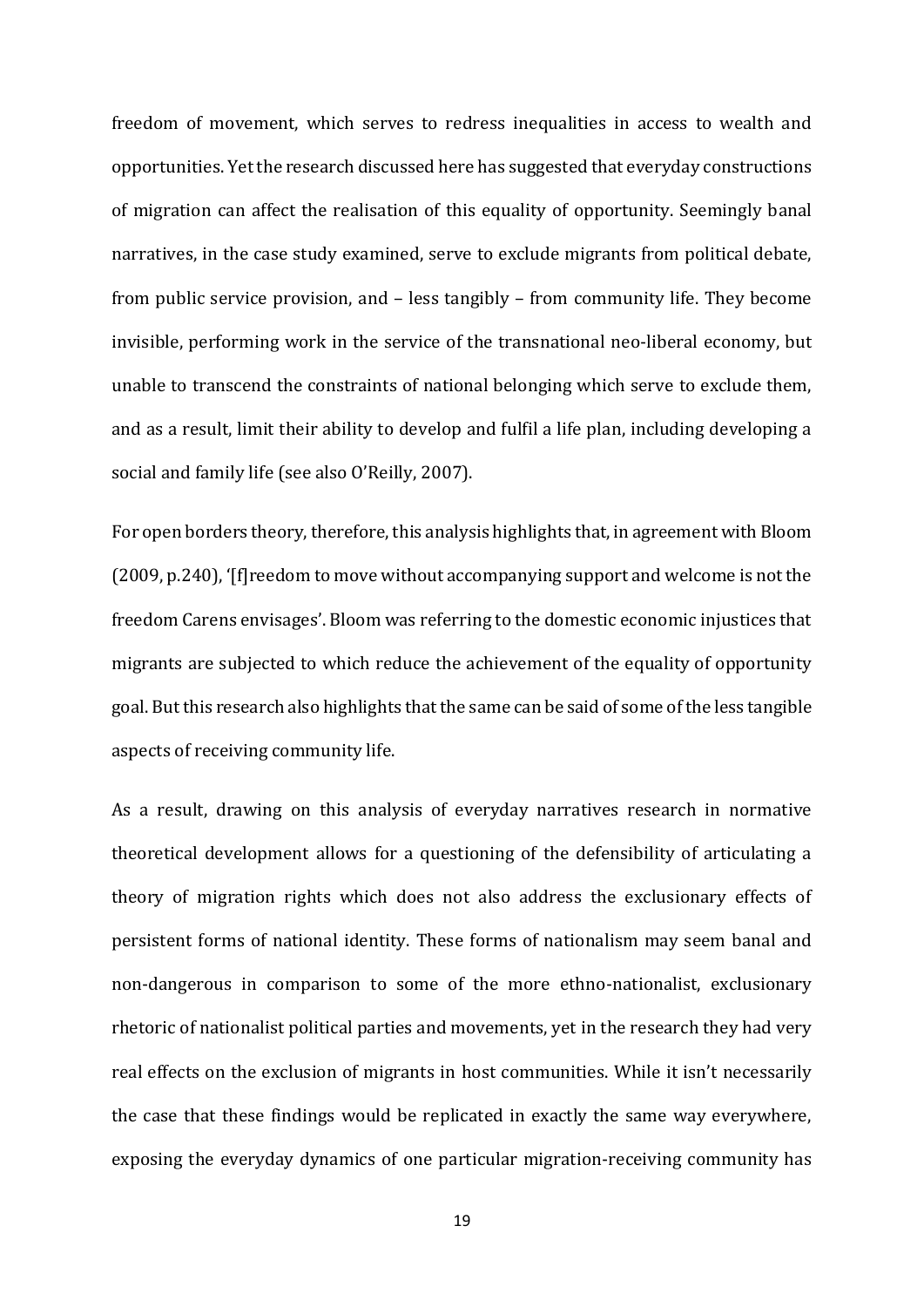freedom of movement, which serves to redress inequalities in access to wealth and opportunities. Yet the research discussed here has suggested that everyday constructions of migration can affect the realisation of this equality of opportunity. Seemingly banal narratives, in the case study examined, serve to exclude migrants from political debate, from public service provision, and – less tangibly – from community life. They become invisible, performing work in the service of the transnational neo-liberal economy, but unable to transcend the constraints of national belonging which serve to exclude them, and as a result, limit their ability to develop and fulfil a life plan, including developing a social and family life (see also O'Reilly, 2007).

For open borders theory, therefore, this analysis highlights that, in agreement with Bloom (2009, p.240), '[f]reedom to move without accompanying support and welcome is not the freedom Carens envisages'. Bloom was referring to the domestic economic injustices that migrants are subjected to which reduce the achievement of the equality of opportunity goal. But this research also highlights that the same can be said of some of the less tangible aspects of receiving community life.

As a result, drawing on this analysis of everyday narratives research in normative theoretical development allows for a questioning of the defensibility of articulating a theory of migration rights which does not also address the exclusionary effects of persistent forms of national identity. These forms of nationalism may seem banal and non-dangerous in comparison to some of the more ethno-nationalist, exclusionary rhetoric of nationalist political parties and movements, yet in the research they had very real effects on the exclusion of migrants in host communities. While it isn't necessarily the case that these findings would be replicated in exactly the same way everywhere, exposing the everyday dynamics of one particular migration-receiving community has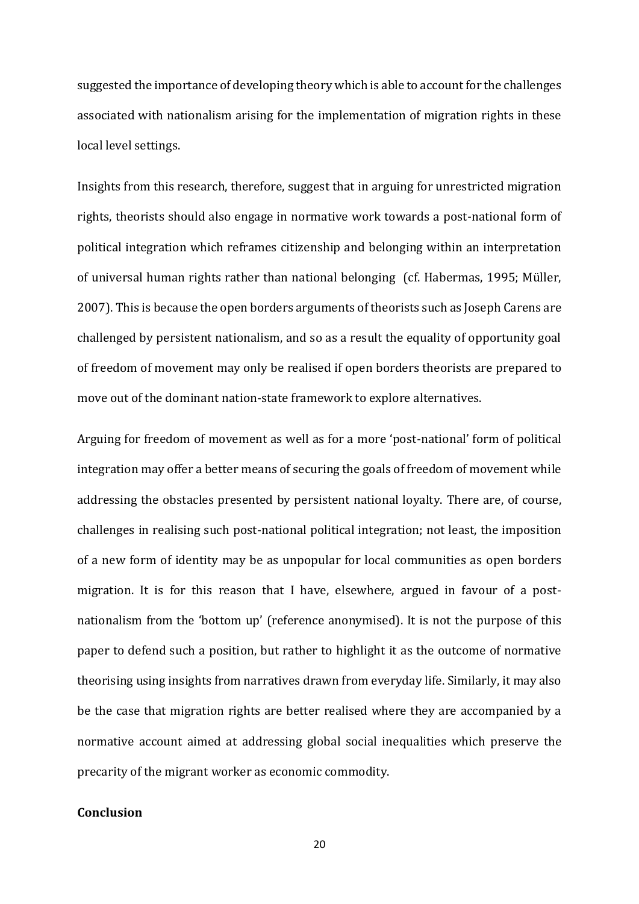suggested the importance of developing theory which is able to account for the challenges associated with nationalism arising for the implementation of migration rights in these local level settings.

Insights from this research, therefore, suggest that in arguing for unrestricted migration rights, theorists should also engage in normative work towards a post-national form of political integration which reframes citizenship and belonging within an interpretation of universal human rights rather than national belonging (cf. Habermas, 1995; Müller, 2007). This is because the open borders arguments of theorists such as Joseph Carens are challenged by persistent nationalism, and so as a result the equality of opportunity goal of freedom of movement may only be realised if open borders theorists are prepared to move out of the dominant nation-state framework to explore alternatives.

Arguing for freedom of movement as well as for a more 'post-national' form of political integration may offer a better means of securing the goals of freedom of movement while addressing the obstacles presented by persistent national loyalty. There are, of course, challenges in realising such post-national political integration; not least, the imposition of a new form of identity may be as unpopular for local communities as open borders migration. It is for this reason that I have, elsewhere, argued in favour of a post-nationalism from the 'bottom up' (reference anonymised). It is not the purpose of this paper to defend such a position, but rather to highlight it as the outcome of normative theorising using insights from narratives drawn from everyday life. Similarly, it may also be the case that migration rights are better realised where they are accompanied by a normative account aimed at addressing global social inequalities which preserve the precarity of the migrant worker as economic commodity.

## Conclusion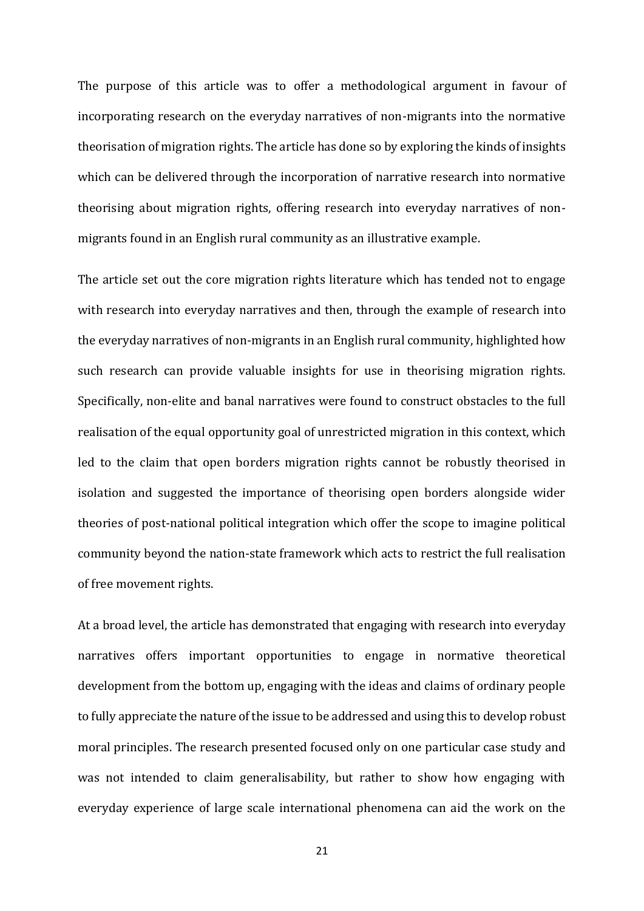The purpose of this article was to offer a methodological argument in favour of incorporating research on the everyday narratives of non-migrants into the normative theorisation of migration rights. The article has done so by exploring the kinds of insights which can be delivered through the incorporation of narrative research into normative theorising about migration rights, offering research into everyday narratives of non-migrants found in an English rural community as an illustrative example.

The article set out the core migration rights literature which has tended not to engage with research into everyday narratives and then, through the example of research into the everyday narratives of non-migrants in an English rural community, highlighted how such research can provide valuable insights for use in theorising migration rights. Specifically, non-elite and banal narratives were found to construct obstacles to the full realisation of the equal opportunity goal of unrestricted migration in this context, which led to the claim that open borders migration rights cannot be robustly theorised in isolation and suggested the importance of theorising open borders alongside wider theories of post-national political integration which offer the scope to imagine political community beyond the nation-state framework which acts to restrict the full realisation of free movement rights.

At a broad level, the article has demonstrated that engaging with research into everyday narratives offers important opportunities to engage in normative theoretical development from the bottom up, engaging with the ideas and claims of ordinary people to fully appreciate the nature of the issue to be addressed and using this to develop robust moral principles. The research presented focused only on one particular case study and was not intended to claim generalisability, but rather to show how engaging with everyday experience of large scale international phenomena can aid the work on the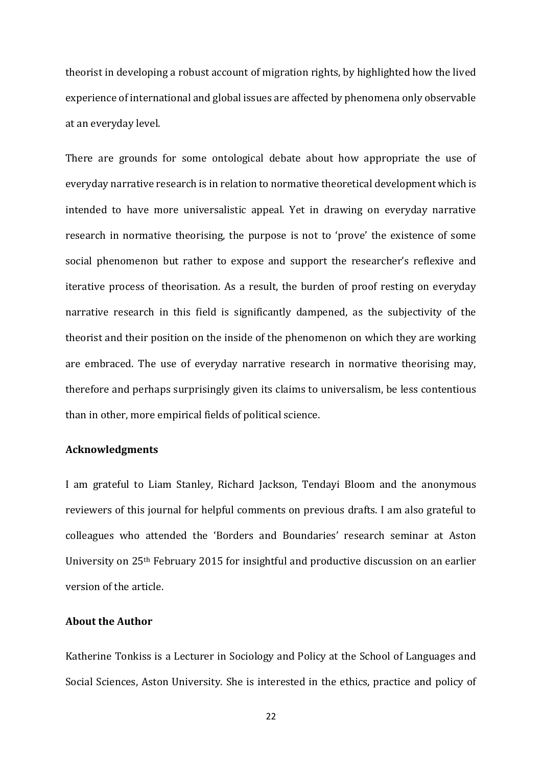theorist in developing a robust account of migration rights, by highlighted how the lived experience of international and global issues are affected by phenomena only observable at an everyday level.

There are grounds for some ontological debate about how appropriate the use of everyday narrative research is in relation to normative theoretical development which is intended to have more universalistic appeal. Yet in drawing on everyday narrative research in normative theorising, the purpose is not to 'prove' the existence of some social phenomenon but rather to expose and support the researcher's reflexive and iterative process of theorisation. As a result, the burden of proof resting on everyday narrative research in this field is significantly dampened, as the subjectivity of the theorist and their position on the inside of the phenomenon on which they are working are embraced. The use of everyday narrative research in normative theorising may, therefore and perhaps surprisingly given its claims to universalism, be less contentious than in other, more empirical fields of political science.

## Acknowledgments

I am grateful to Liam Stanley, Richard Jackson, Tendayi Bloom and the anonymous reviewers of this journal for helpful comments on previous drafts. I am also grateful to colleagues who attended the 'Borders and Boundaries' research seminar at Aston University on 25th February 2015 for insightful and productive discussion on an earlier version of the article.

## About the Author

Katherine Tonkiss is a Lecturer in Sociology and Policy at the School of Languages and Social Sciences, Aston University. She is interested in the ethics, practice and policy of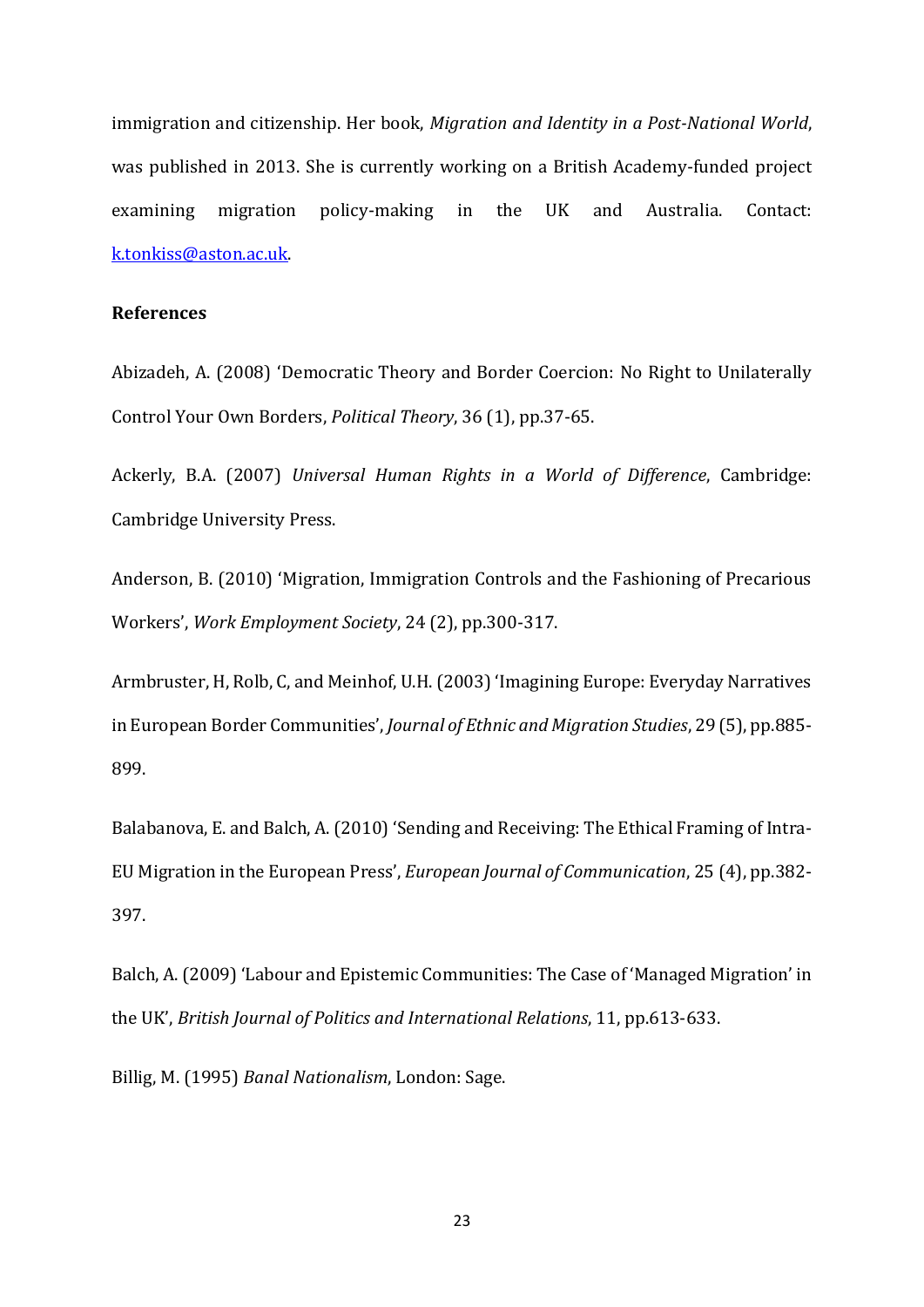immigration and citizenship. Her book, *Migration and Identity in a Post-National World*, was published in 2013. She is currently working on a British Academy-funded project examining migration policy-making in the UK and Australia. Contact: k.tonkiss@aston.ac.uk.

**References**

Abizadeh, A. (2008) 'Democratic Theory and Border Coercion: No Right to Unilaterally Control Your Own Borders, *Political Theory*, 36 (1), pp.37-65.

Ackerly, B.A. (2007) *Universal Human Rights in a World of Difference*, Cambridge: Cambridge University Press.

Anderson, B. (2010) 'Migration, Immigration Controls and the Fashioning of Precarious Workers', *Work Employment Society*, 24 (2), pp.300-317.

Armbruster, H, Rolb, C, and Meinhof, U.H. (2003) 'Imagining Europe: Everyday Narratives in European Border Communities', *Journal of Ethnic and Migration Studies*, 29 (5), pp.885-899.

Balabanova, E. and Balch, A. (2010) 'Sending and Receiving: The Ethical Framing of Intra-EU Migration in the European Press', *European Journal of Communication*, 25 (4), pp.382-397.

Balch, A. (2009) 'Labour and Epistemic Communities: The Case of 'Managed Migration' in the UK', *British Journal of Politics and International Relations*, 11, pp.613-633.

Billig, M. (1995) *Banal Nationalism*, London: Sage.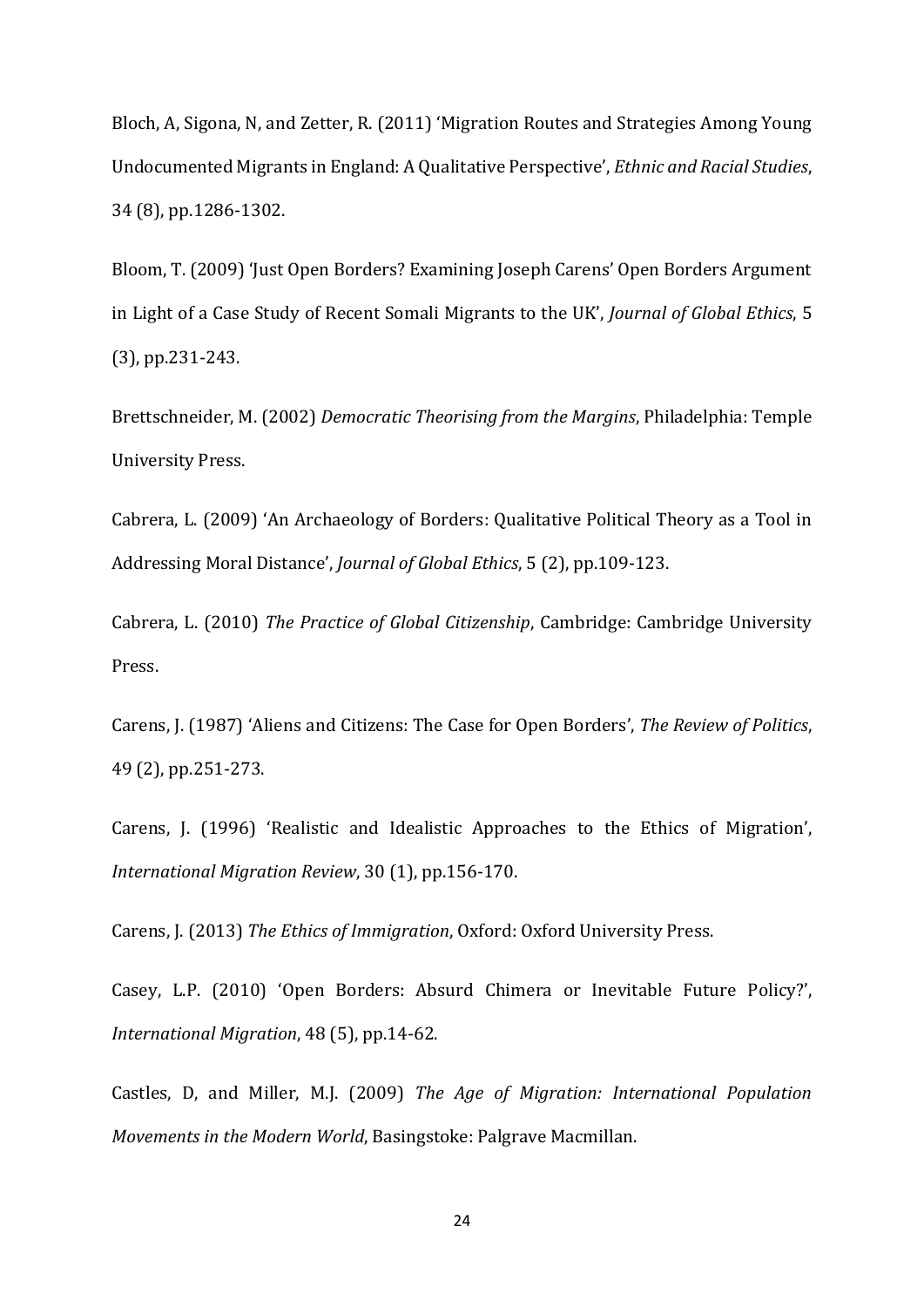Bloch, A, Sigona, N, and Zetter, R. (2011) 'Migration Routes and Strategies Among Young Undocumented Migrants in England: A Qualitative Perspective', *Ethnic and Racial Studies*, 34 (8), pp.1286-1302.

Bloom, T. (2009) 'Just Open Borders? Examining Joseph Carens' Open Borders Argument in Light of a Case Study of Recent Somali Migrants to the UK', *Journal of Global Ethics*, 5 (3), pp.231-243.

Brettschneider, M. (2002) *Democratic Theorising from the Margins*, Philadelphia: Temple University Press.

Cabrera, L. (2009) 'An Archaeology of Borders: Qualitative Political Theory as a Tool in Addressing Moral Distance', *Journal of Global Ethics*, 5 (2), pp.109-123.

Cabrera, L. (2010) *The Practice of Global Citizenship*, Cambridge: Cambridge University Press.

Carens, J. (1987) 'Aliens and Citizens: The Case for Open Borders', *The Review of Politics*, 49 (2), pp.251-273.

Carens, J. (1996) 'Realistic and Idealistic Approaches to the Ethics of Migration', *International Migration Review*, 30 (1), pp.156-170.

Carens, J. (2013) *The Ethics of Immigration*, Oxford: Oxford University Press.

Casey, L.P. (2010) 'Open Borders: Absurd Chimera or Inevitable Future Policy?', *International Migration*, 48 (5), pp.14-62.

Castles, D, and Miller, M.J. (2009) *The Age of Migration: International Population Movements in the Modern World*, Basingstoke: Palgrave Macmillan.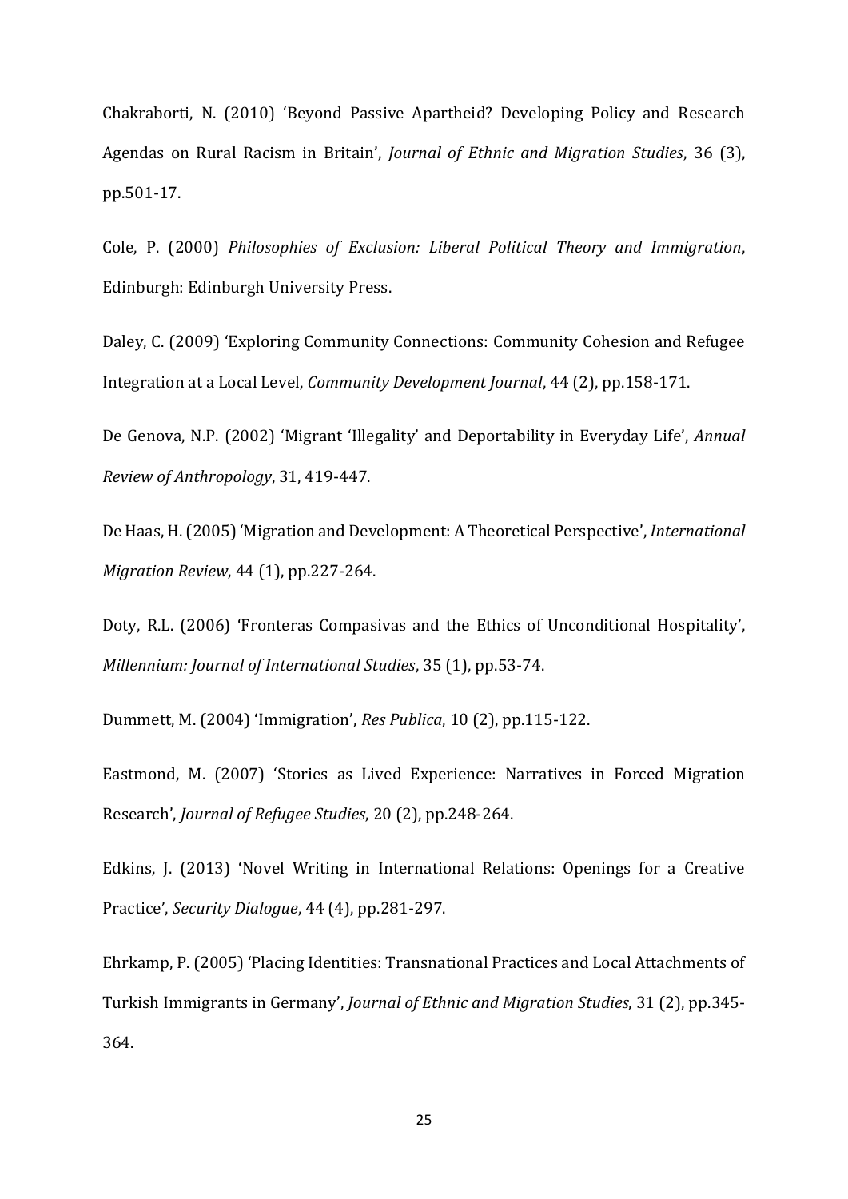Chakraborti, N. (2010) 'Beyond Passive Apartheid? Developing Policy and Research Agendas on Rural Racism in Britain', *Journal of Ethnic and Migration Studies*, 36 (3), pp.501-17.

Cole, P. (2000) *Philosophies of Exclusion: Liberal Political Theory and Immigration*, Edinburgh: Edinburgh University Press.

Daley, C. (2009) 'Exploring Community Connections: Community Cohesion and Refugee Integration at a Local Level, *Community Development Journal*, 44 (2), pp.158-171.

De Genova, N.P. (2002) 'Migrant 'Illegality' and Deportability in Everyday Life', *Annual Review of Anthropology*, 31, 419-447.

De Haas, H. (2005) 'Migration and Development: A Theoretical Perspective', *International Migration Review*, 44 (1), pp.227-264.

Doty, R.L. (2006) 'Fronteras Compasivas and the Ethics of Unconditional Hospitality', *Millennium: Journal of International Studies*, 35 (1), pp.53-74.

Dummett, M. (2004) 'Immigration', *Res Publica*, 10 (2), pp.115-122.

Eastmond, M. (2007) 'Stories as Lived Experience: Narratives in Forced Migration Research', *Journal of Refugee Studies*, 20 (2), pp.248-264.

Edkins, J. (2013) 'Novel Writing in International Relations: Openings for a Creative Practice', *Security Dialogue*, 44 (4), pp.281-297.

Ehrkamp, P. (2005) 'Placing Identities: Transnational Practices and Local Attachments of Turkish Immigrants in Germany', *Journal of Ethnic and Migration Studies*, 31 (2), pp.345-364.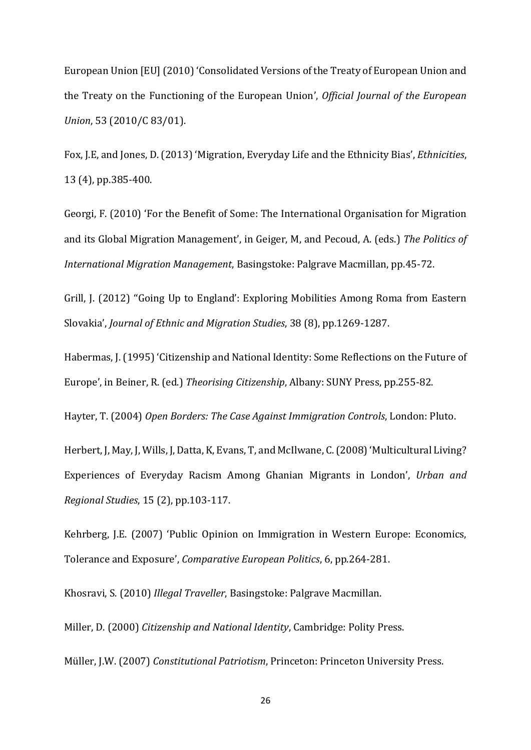European Union [EU] (2010) 'Consolidated Versions of the Treaty of European Union and the Treaty on the Functioning of the European Union', *Official Journal of the European Union*, 53 (2010/C 83/01).

Fox, J.E, and Jones, D. (2013) 'Migration, Everyday Life and the Ethnicity Bias', *Ethnicities*, 13 (4), pp.385-400.

Georgi, F. (2010) 'For the Benefit of Some: The International Organisation for Migration and its Global Migration Management', in Geiger, M, and Pecoud, A. (eds.) *The Politics of International Migration Management*, Basingstoke: Palgrave Macmillan, pp.45-72.

Grill, J. (2012) ''Going Up to England': Exploring Mobilities Among Roma from Eastern Slovakia', *Journal of Ethnic and Migration Studies*, 38 (8), pp.1269-1287.

Habermas, J. (1995) 'Citizenship and National Identity: Some Reflections on the Future of Europe', in Beiner, R. (ed.) *Theorising Citizenship*, Albany: SUNY Press, pp.255-82.

Hayter, T. (2004) *Open Borders: The Case Against Immigration Controls*, London: Pluto.

Herbert, J, May, J, Wills, J, Datta, K, Evans, T, and McIlwane, C. (2008) 'Multicultural Living? Experiences of Everyday Racism Among Ghanian Migrants in London', *Urban and Regional Studies*, 15 (2), pp.103-117.

Kehrberg, J.E. (2007) 'Public Opinion on Immigration in Western Europe: Economics, Tolerance and Exposure', *Comparative European Politics*, 6, pp.264-281.

Khosravi, S. (2010) *Illegal Traveller*, Basingstoke: Palgrave Macmillan.

Miller, D. (2000) *Citizenship and National Identity*, Cambridge: Polity Press.

Müller, J.W. (2007) *Constitutional Patriotism*, Princeton: Princeton University Press.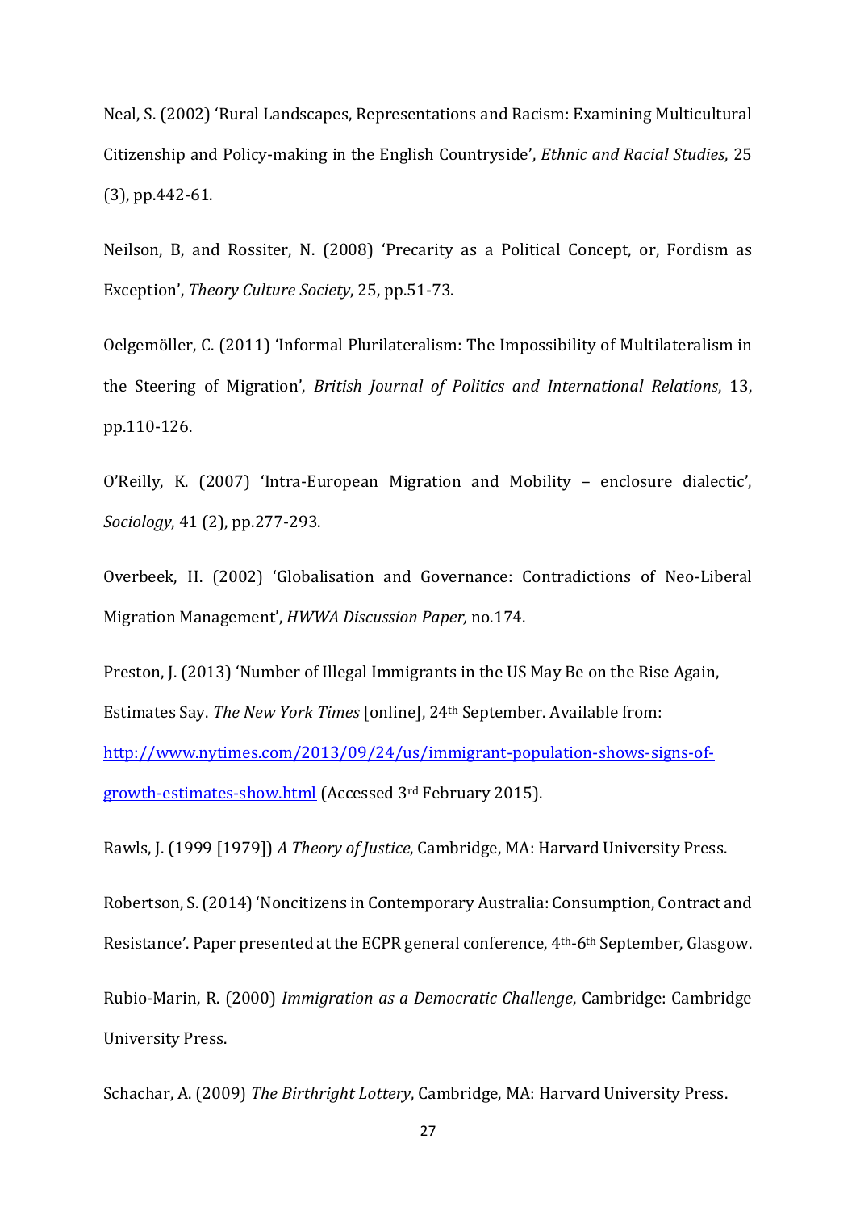Neal, S. (2002) 'Rural Landscapes, Representations and Racism: Examining Multicultural Citizenship and Policy-making in the English Countryside', *Ethnic and Racial Studies*, 25 (3), pp.442-61.

Neilson, B, and Rossiter, N. (2008) 'Precarity as a Political Concept, or, Fordism as Exception', *Theory Culture Society*, 25, pp.51-73.

Oelgemöller, C. (2011) 'Informal Plurilateralism: The Impossibility of Multilateralism in the Steering of Migration', *British Journal of Politics and International Relations*, 13, pp.110-126.

O'Reilly, K. (2007) 'Intra-European Migration and Mobility – enclosure dialectic', *Sociology*, 41 (2), pp.277-293.

Overbeek, H. (2002) 'Globalisation and Governance: Contradictions of Neo-Liberal Migration Management', *HWWA Discussion Paper,* no.174.

Preston, J. (2013) 'Number of Illegal Immigrants in the US May Be on the Rise Again, Estimates Say. *The New York Times* [online], 24th September. Available from: [http://www.nytimes.com/2013/09/24/us/immigrant-population-shows-signs-of-growth-estimates-show.html](http://www.nytimes.com/2013/09/24/us/immigrant-population-shows-signs-of-growth-estimates-show.html) (Accessed 3rd February 2015).

Rawls, J. (1999 [1979]) *A Theory of Justice*, Cambridge, MA: Harvard University Press.

Robertson, S. (2014) 'Noncitizens in Contemporary Australia: Consumption, Contract and Resistance'. Paper presented at the ECPR general conference, 4th-6th September, Glasgow.

Rubio-Marin, R. (2000) *Immigration as a Democratic Challenge*, Cambridge: Cambridge University Press.

Schachar, A. (2009) *The Birthright Lottery*, Cambridge, MA: Harvard University Press.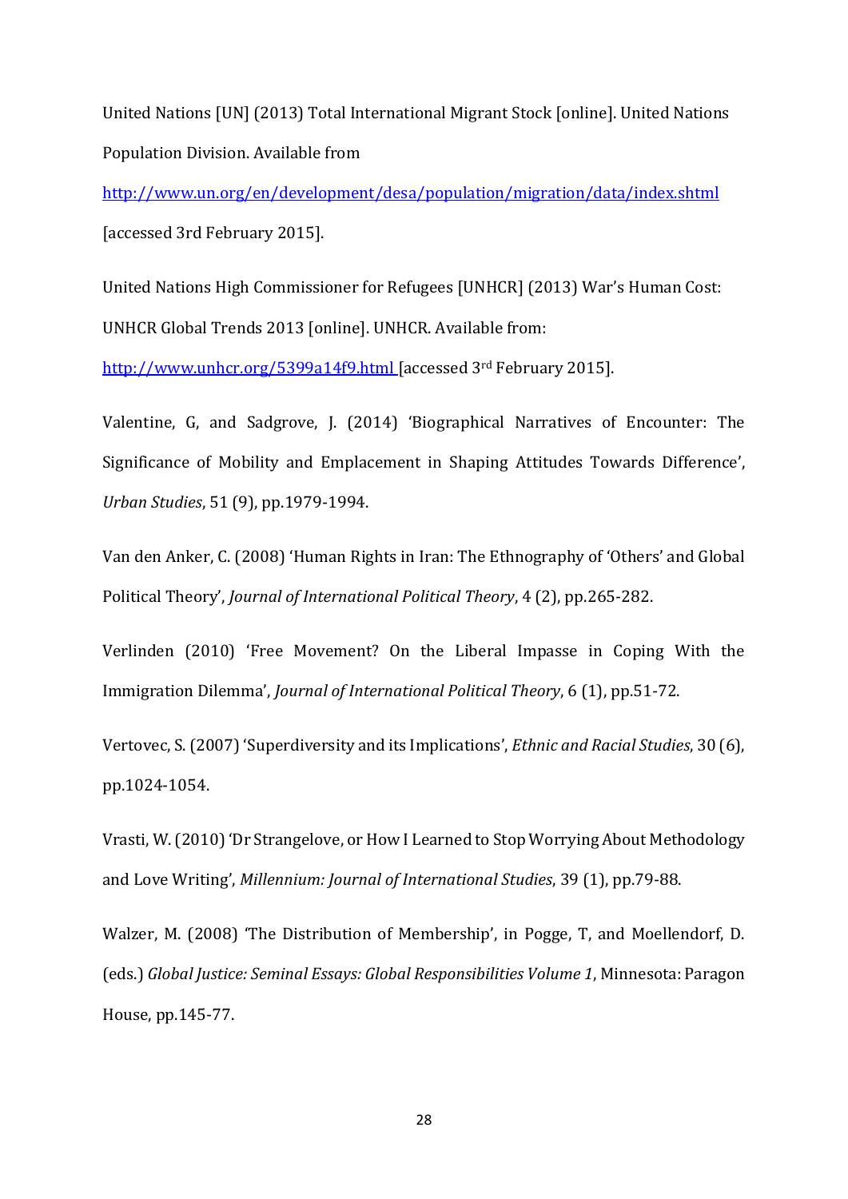United Nations [UN] (2013) Total International Migrant Stock [online]. United Nations Population Division. Available from http://www.un.org/en/development/desa/population/migration/data/index.shtml [accessed 3rd February 2015].

United Nations High Commissioner for Refugees [UNHCR] (2013) War's Human Cost: UNHCR Global Trends 2013 [online]. UNHCR. Available from: http://www.unhcr.org/5399a14f9.html [accessed 3rd February 2015].

Valentine, G, and Sadgrove, J. (2014) 'Biographical Narratives of Encounter: The Significance of Mobility and Emplacement in Shaping Attitudes Towards Difference', *Urban Studies*, 51 (9), pp.1979-1994.

Van den Anker, C. (2008) 'Human Rights in Iran: The Ethnography of 'Others' and Global Political Theory', *Journal of International Political Theory*, 4 (2), pp.265-282.

Verlinden (2010) 'Free Movement? On the Liberal Impasse in Coping With the Immigration Dilemma', *Journal of International Political Theory*, 6 (1), pp.51-72.

Vertovec, S. (2007) 'Superdiversity and its Implications', *Ethnic and Racial Studies*, 30 (6), pp.1024-1054.

Vrasti, W. (2010) 'Dr Strangelove, or How I Learned to Stop Worrying About Methodology and Love Writing', *Millennium: Journal of International Studies*, 39 (1), pp.79-88.

Walzer, M. (2008) 'The Distribution of Membership', in Pogge, T, and Moellendorf, D. (eds.) *Global Justice: Seminal Essays: Global Responsibilities Volume 1*, Minnesota: Paragon House, pp.145-77.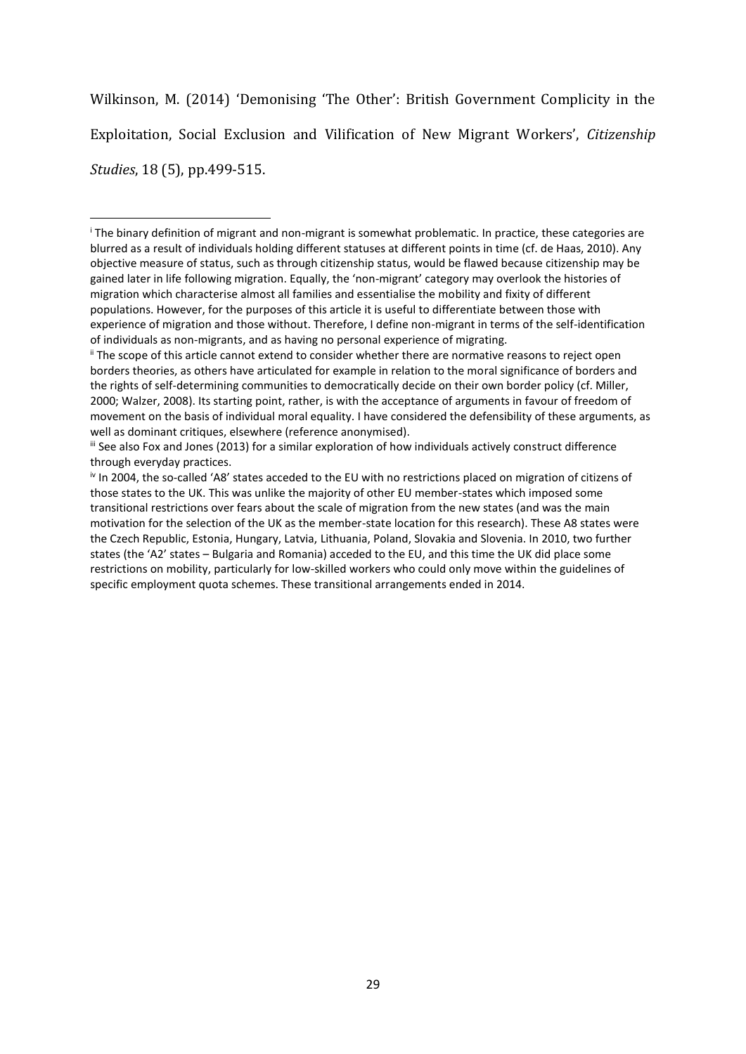Wilkinson, M. (2014) 'Demonising 'The Other': British Government Complicity in the Exploitation, Social Exclusion and Vilification of New Migrant Workers', *Citizenship Studies*, 18 (5), pp.499-515.

---

[i] The binary definition of migrant and non-migrant is somewhat problematic. In practice, these categories are blurred as a result of individuals holding different statuses at different points in time (cf. de Haas, 2010). Any objective measure of status, such as through citizenship status, would be flawed because citizenship may be gained later in life following migration. Equally, the 'non-migrant' category may overlook the histories of migration which characterise almost all families and essentialise the mobility and fixity of different populations. However, for the purposes of this article it is useful to differentiate between those with experience of migration and those without. Therefore, I define non-migrant in terms of the self-identification of individuals as non-migrants, and as having no personal experience of migrating.

[ii] The scope of this article cannot extend to consider whether there are normative reasons to reject open borders theories, as others have articulated for example in relation to the moral significance of borders and the rights of self-determining communities to democratically decide on their own border policy (cf. Miller, 2000; Walzer, 2008). Its starting point, rather, is with the acceptance of arguments in favour of freedom of movement on the basis of individual moral equality. I have considered the defensibility of these arguments, as well as dominant critiques, elsewhere (reference anonymised).

[iii] See also Fox and Jones (2013) for a similar exploration of how individuals actively construct difference through everyday practices.

[iv] In 2004, the so-called 'A8' states acceded to the EU with no restrictions placed on migration of citizens of those states to the UK. This was unlike the majority of other EU member-states which imposed some transitional restrictions over fears about the scale of migration from the new states (and was the main motivation for the selection of the UK as the member-state location for this research). These A8 states were the Czech Republic, Estonia, Hungary, Latvia, Lithuania, Poland, Slovakia and Slovenia. In 2010, two further states (the 'A2' states – Bulgaria and Romania) acceded to the EU, and this time the UK did place some restrictions on mobility, particularly for low-skilled workers who could only move within the guidelines of specific employment quota schemes. These transitional arrangements ended in 2014.